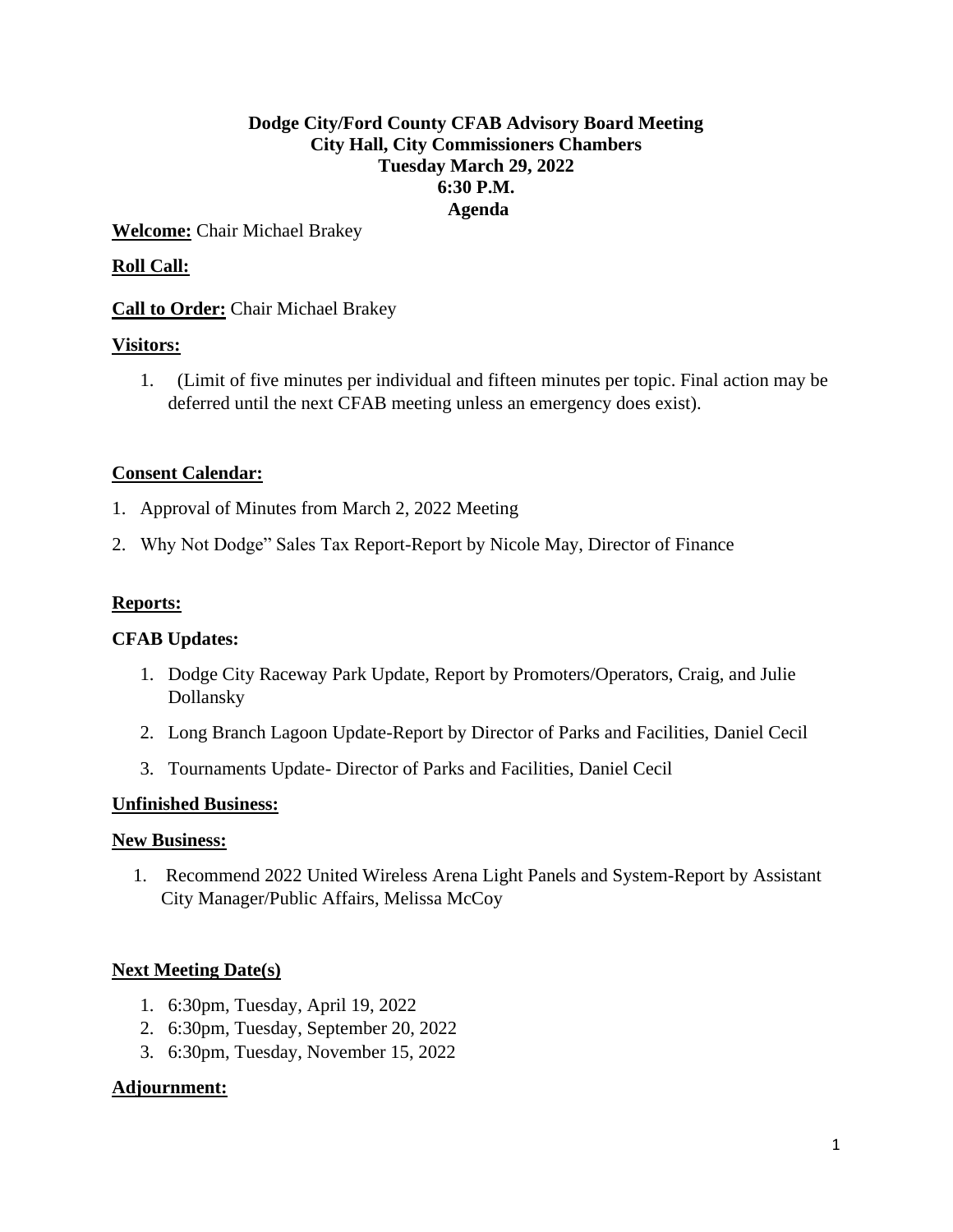**Dodge City/Ford County CFAB Advisory Board Meeting**
**City Hall, City Commissioners Chambers**
**Tuesday March 29, 2022**
**6:30 P.M.**
**Agenda**

**Welcome:** Chair Michael Brakey

**Roll Call:**

**Call to Order:** Chair Michael Brakey

**Visitors:**

1. (Limit of five minutes per individual and fifteen minutes per topic. Final action may be deferred until the next CFAB meeting unless an emergency does exist).

**Consent Calendar:**

1. Approval of Minutes from March 2, 2022 Meeting
2. Why Not Dodge" Sales Tax Report-Report by Nicole May, Director of Finance

**Reports:**

**CFAB Updates:**

1. Dodge City Raceway Park Update, Report by Promoters/Operators, Craig, and Julie Dollansky
2. Long Branch Lagoon Update-Report by Director of Parks and Facilities, Daniel Cecil
3. Tournaments Update- Director of Parks and Facilities, Daniel Cecil

**Unfinished Business:**

**New Business:**

1. Recommend 2022 United Wireless Arena Light Panels and System-Report by Assistant City Manager/Public Affairs, Melissa McCoy

**Next Meeting Date(s)**

1. 6:30pm, Tuesday, April 19, 2022
2. 6:30pm, Tuesday, September 20, 2022
3. 6:30pm, Tuesday, November 15, 2022

**Adjournment:**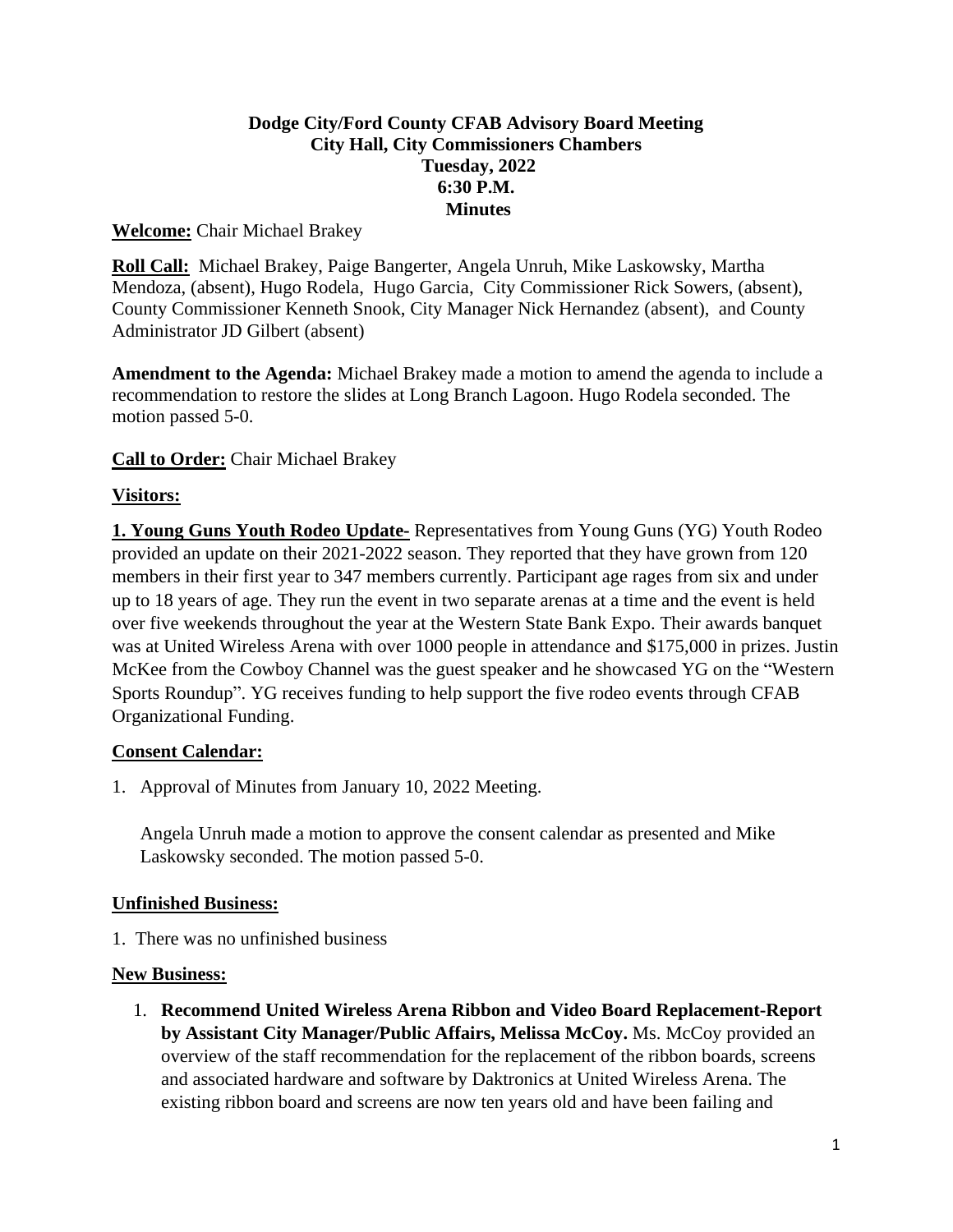**Dodge City/Ford County CFAB Advisory Board Meeting**
**City Hall, City Commissioners Chambers**
**Tuesday, 2022**
**6:30 P.M.**
**Minutes**

**Welcome:** Chair Michael Brakey

**Roll Call:** Michael Brakey, Paige Bangerter, Angela Unruh, Mike Laskowsky, Martha Mendoza, (absent), Hugo Rodela, Hugo Garcia, City Commissioner Rick Sowers, (absent), County Commissioner Kenneth Snook, City Manager Nick Hernandez (absent), and County Administrator JD Gilbert (absent)

**Amendment to the Agenda:** Michael Brakey made a motion to amend the agenda to include a recommendation to restore the slides at Long Branch Lagoon. Hugo Rodela seconded. The motion passed 5-0.

**Call to Order:** Chair Michael Brakey

**Visitors:**

**1. Young Guns Youth Rodeo Update-** Representatives from Young Guns (YG) Youth Rodeo provided an update on their 2021-2022 season. They reported that they have grown from 120 members in their first year to 347 members currently. Participant age rages from six and under up to 18 years of age. They run the event in two separate arenas at a time and the event is held over five weekends throughout the year at the Western State Bank Expo. Their awards banquet was at United Wireless Arena with over 1000 people in attendance and $175,000 in prizes. Justin McKee from the Cowboy Channel was the guest speaker and he showcased YG on the "Western Sports Roundup". YG receives funding to help support the five rodeo events through CFAB Organizational Funding.

**Consent Calendar:**

1. Approval of Minutes from January 10, 2022 Meeting.

   Angela Unruh made a motion to approve the consent calendar as presented and Mike Laskowsky seconded. The motion passed 5-0.

**Unfinished Business:**

1. There was no unfinished business

**New Business:**

1. **Recommend United Wireless Arena Ribbon and Video Board Replacement-Report by Assistant City Manager/Public Affairs, Melissa McCoy.** Ms. McCoy provided an overview of the staff recommendation for the replacement of the ribbon boards, screens and associated hardware and software by Daktronics at United Wireless Arena. The existing ribbon board and screens are now ten years old and have been failing and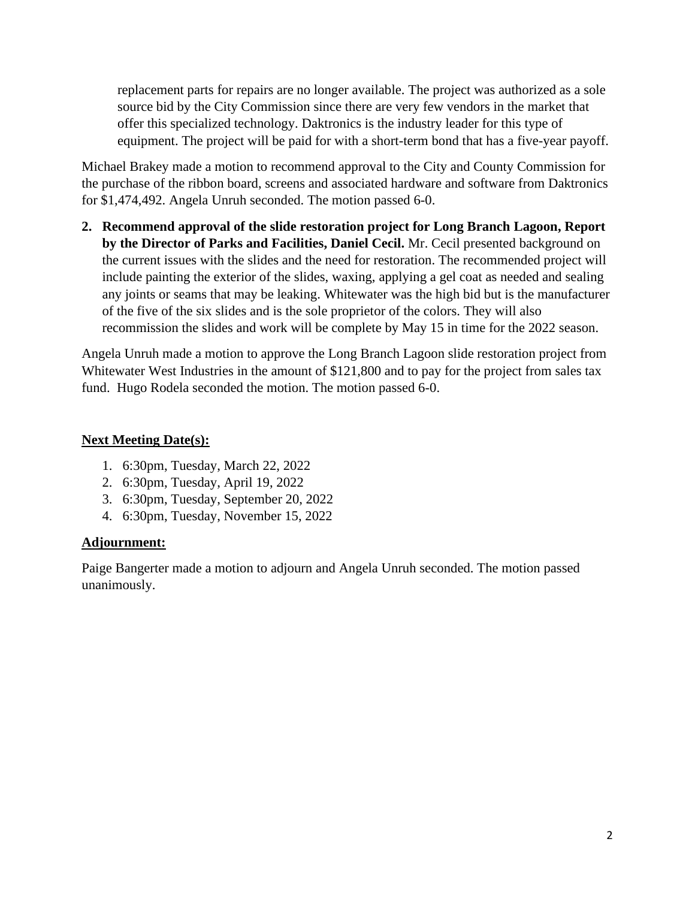replacement parts for repairs are no longer available. The project was authorized as a sole source bid by the City Commission since there are very few vendors in the market that offer this specialized technology. Daktronics is the industry leader for this type of equipment. The project will be paid for with a short-term bond that has a five-year payoff.

Michael Brakey made a motion to recommend approval to the City and County Commission for the purchase of the ribbon board, screens and associated hardware and software from Daktronics for $1,474,492. Angela Unruh seconded. The motion passed 6-0.

2. **Recommend approval of the slide restoration project for Long Branch Lagoon, Report by the Director of Parks and Facilities, Daniel Cecil.** Mr. Cecil presented background on the current issues with the slides and the need for restoration. The recommended project will include painting the exterior of the slides, waxing, applying a gel coat as needed and sealing any joints or seams that may be leaking. Whitewater was the high bid but is the manufacturer of the five of the six slides and is the sole proprietor of the colors. They will also recommission the slides and work will be complete by May 15 in time for the 2022 season.

Angela Unruh made a motion to approve the Long Branch Lagoon slide restoration project from Whitewater West Industries in the amount of $121,800 and to pay for the project from sales tax fund. Hugo Rodela seconded the motion. The motion passed 6-0.

## Next Meeting Date(s):

1. 6:30pm, Tuesday, March 22, 2022
2. 6:30pm, Tuesday, April 19, 2022
3. 6:30pm, Tuesday, September 20, 2022
4. 6:30pm, Tuesday, November 15, 2022

## Adjournment:

Paige Bangerter made a motion to adjourn and Angela Unruh seconded. The motion passed unanimously.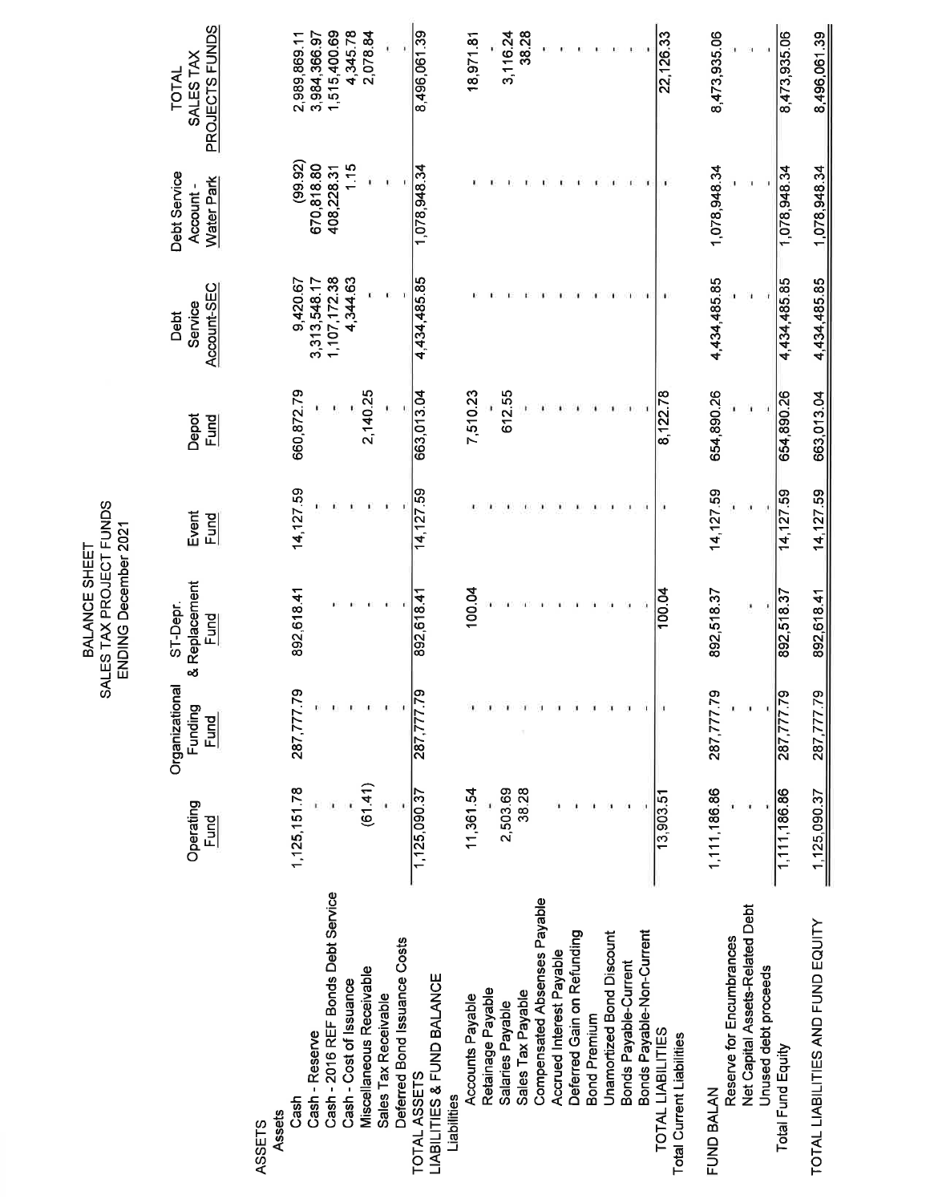# BALANCE SHEET
## SALES TAX PROJECT FUNDS
### ENDING December 2021

| | Operating Fund | Organizational Funding Fund | ST-Depr. & Replacement Fund | Event Fund | Depot Fund | Debt Service Account-SEC | Debt Service Account - Water Park | TOTAL SALES TAX PROJECTS FUNDS |
|---|---|---|---|---|---|---|---|---|
| **ASSETS** | | | | | | | | |
| Assets | | | | | | | | |
| Cash | 1,125,151.78 | 287,777.79 | 892,618.41 | 14,127.59 | 660,872.79 | 9,420.67 | (99.92) | 2,989,869.11 |
| Cash - Reserve | - | - | - | - | - | 3,313,548.17 | 670,818.80 | 3,984,366.97 |
| Cash - 2016 REF Bonds Debt Service | - | - | - | - | - | 1,107,172.38 | 408,228.31 | 1,515,400.69 |
| Cash - Cost of Issuance | - | - | - | - | - | 4,344.63 | 1.15 | 4,345.78 |
| Miscellaneous Receivable | (61.41) | - | - | - | 2,140.25 | - | - | 2,078.84 |
| Sales Tax Receivable | - | - | - | - | - | - | - | - |
| Deferred Bond Issuance Costs | - | - | - | - | - | - | - | - |
| TOTAL ASSETS | 1,125,090.37 | 287,777.79 | 892,618.41 | 14,127.59 | 663,013.04 | 4,434,485.85 | 1,078,948.34 | 8,496,061.39 |
| **LIABILITIES & FUND BALANCE** | | | | | | | | |
| Liabilities | | | | | | | | |
| Accounts Payable | 11,361.54 | - | 100.04 | - | 7,510.23 | - | - | 18,971.81 |
| Retainage Payable | - | - | - | - | - | - | - | - |
| Salaries Payable | 2,503.69 | - | - | - | 612.55 | - | - | 3,116.24 |
| Sales Tax Payable | 38.28 | - | - | - | - | - | - | 38.28 |
| Compensated Absenses Payable | - | - | - | - | - | - | - | - |
| Accrued Interest Payable | - | - | - | - | - | - | - | - |
| Deferred Gain on Refunding | - | - | - | - | - | - | - | - |
| Bond Premium | - | - | - | - | - | - | - | - |
| Unamortized Bond Discount | - | - | - | - | - | - | - | - |
| Bonds Payable-Current | - | - | - | - | - | - | - | - |
| Bonds Payable-Non-Current | - | - | - | - | - | - | - | - |
| TOTAL LIABILITIES | 13,903.51 | - | 100.04 | - | 8,122.78 | - | - | 22,126.33 |
| Total Current Liabilities | | | | | | | | |
| **FUND BALAN** | 1,111,186.86 | 287,777.79 | 892,518.37 | 14,127.59 | 654,890.26 | 4,434,485.85 | 1,078,948.34 | 8,473,935.06 |
| Reserve for Encumbrances | - | - | - | - | - | - | - | - |
| Net Capital Assets-Related Debt | - | - | - | - | - | - | - | - |
| Unused debt proceeds | - | - | - | - | - | - | - | - |
| Total Fund Equity | 1,111,186.86 | 287,777.79 | 892,518.37 | 14,127.59 | 654,890.26 | 4,434,485.85 | 1,078,948.34 | 8,473,935.06 |
| TOTAL LIABILITIES AND FUND EQUITY | 1,125,090.37 | 287,777.79 | 892,618.41 | 14,127.59 | 663,013.04 | 4,434,485.85 | 1,078,948.34 | 8,496,061.39 |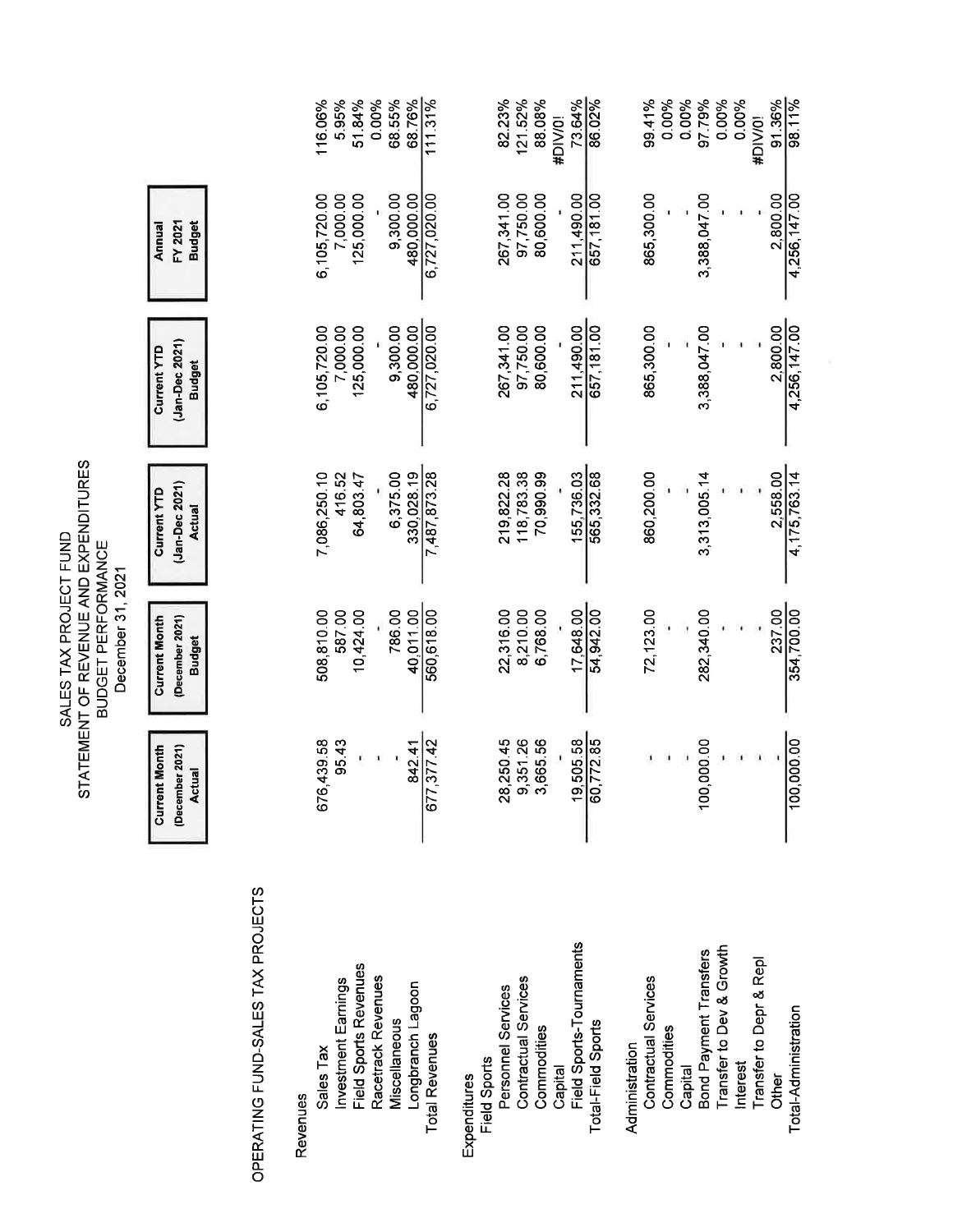# SALES TAX PROJECT FUND
## STATEMENT OF REVENUE AND EXPENDITURES
### BUDGET PERFORMANCE
### December 31, 2021

| | Current Month (December 2021) Actual | Current Month (December 2021) Budget | Current YTD (Jan-Dec 2021) Actual | Current YTD (Jan-Dec 2021) Budget | Annual FY 2021 Budget | |
|---|---|---|---|---|---|---|
| **OPERATING FUND-SALES TAX PROJECTS** | | | | | | |
| **Revenues** | | | | | | |
| Sales Tax | 676,439.58 | 508,810.00 | 7,086,250.10 | 6,105,720.00 | 6,105,720.00 | 116.06% |
| Investment Earnings | 95.43 | 587.00 | 416.52 | 7,000.00 | 7,000.00 | 5.95% |
| Field Sports Revenues | - | 10,424.00 | 64,803.47 | 125,000.00 | 125,000.00 | 51.84% |
| Racetrack Revenues | - | - | - | - | - | 0.00% |
| Miscellaneous | - | 786.00 | 6,375.00 | 9,300.00 | 9,300.00 | 68.55% |
| Longbranch Lagoon | 842.41 | 40,011.00 | 330,028.19 | 480,000.00 | 480,000.00 | 68.76% |
| Total Revenues | 677,377.42 | 560,618.00 | 7,487,873.28 | 6,727,020.00 | 6,727,020.00 | 111.31% |
| **Expenditures** | | | | | | |
| Field Sports | | | | | | |
| Personnel Services | 28,250.45 | 22,316.00 | 219,822.28 | 267,341.00 | 267,341.00 | 82.23% |
| Contractual Services | 9,351.26 | 8,210.00 | 118,783.38 | 97,750.00 | 97,750.00 | 121.52% |
| Commodities | 3,665.56 | 6,768.00 | 70,990.99 | 80,600.00 | 80,600.00 | 88.08% |
| Capital | - | - | - | - | - | #DIV/0! |
| Field Sports-Tournaments | 19,505.58 | 17,648.00 | 155,736.03 | 211,490.00 | 211,490.00 | 73.64% |
| Total-Field Sports | 60,772.85 | 54,942.00 | 565,332.68 | 657,181.00 | 657,181.00 | 86.02% |
| Administration | | | | | | |
| Contractual Services | - | 72,123.00 | 860,200.00 | 865,300.00 | 865,300.00 | 99.41% |
| Commodities | - | - | - | - | - | 0.00% |
| Capital | - | - | - | - | - | 0.00% |
| Bond Payment Transfers | 100,000.00 | 282,340.00 | 3,313,005.14 | 3,388,047.00 | 3,388,047.00 | 97.79% |
| Transfer to Dev & Growth | - | - | - | - | - | 0.00% |
| Interest | - | - | - | - | - | 0.00% |
| Transfer to Depr & Repl | - | - | - | - | - | #DIV/0! |
| Other | - | 237.00 | 2,558.00 | 2,800.00 | 2,800.00 | 91.36% |
| Total-Administration | 100,000.00 | 354,700.00 | 4,175,763.14 | 4,256,147.00 | 4,256,147.00 | 98.11% |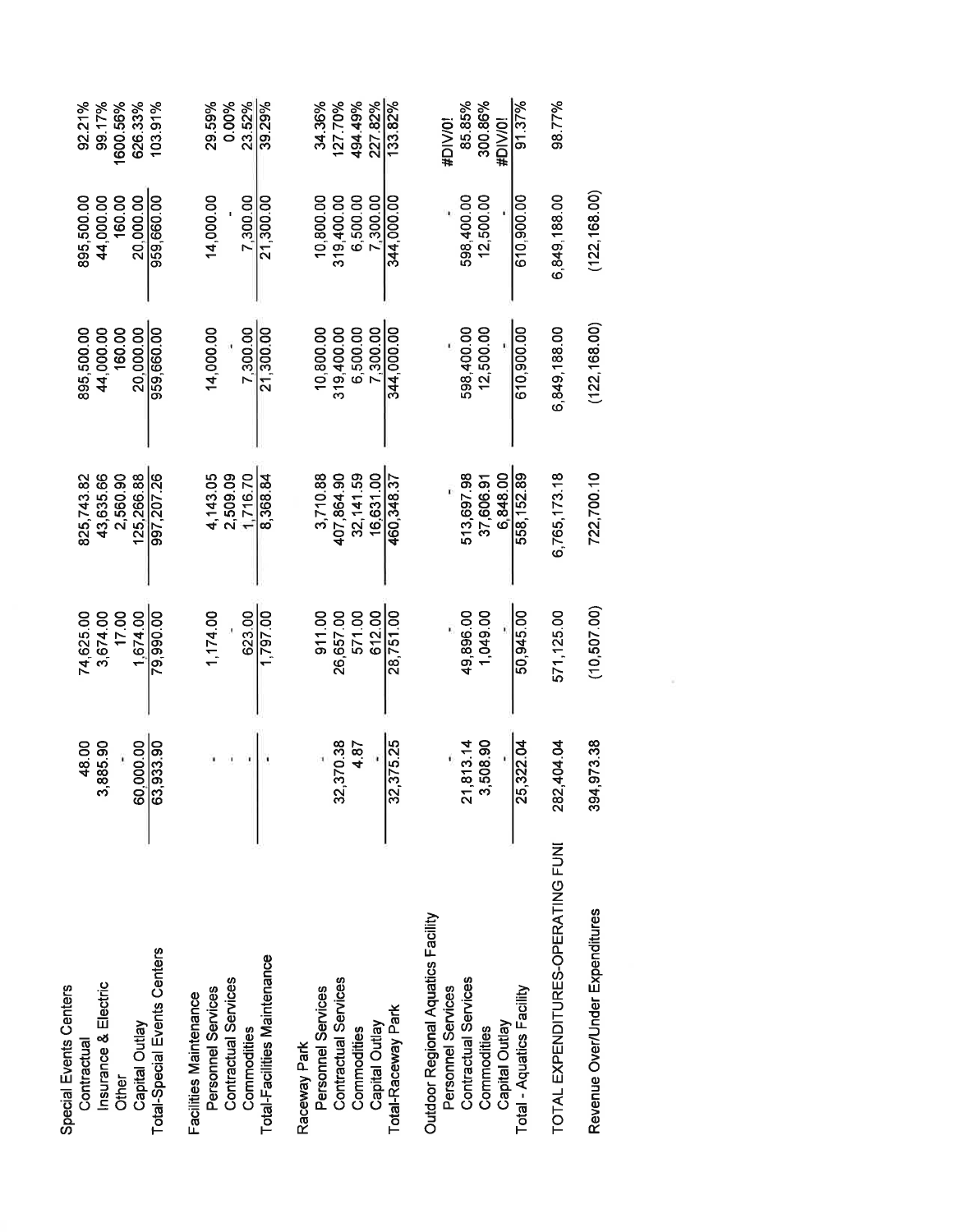| | | | | | | |
|---|---|---|---|---|---|---|
| **Special Events Centers** | | | | | | |
| Contractual | 48.00 | 74,625.00 | 825,743.82 | 895,500.00 | 895,500.00 | 92.21% |
| Insurance & Electric | 3,885.90 | 3,674.00 | 43,635.66 | 44,000.00 | 44,000.00 | 99.17% |
| Other | - | 17.00 | 2,560.90 | 160.00 | 160.00 | 1600.56% |
| Capital Outlay | 60,000.00 | 1,674.00 | 125,266.88 | 20,000.00 | 20,000.00 | 626.33% |
| Total-Special Events Centers | 63,933.90 | 79,990.00 | 997,207.26 | 959,660.00 | 959,660.00 | 103.91% |
| | | | | | | |
| **Facilities Maintenance** | | | | | | |
| Personnel Services | - | 1,174.00 | 4,143.05 | 14,000.00 | 14,000.00 | 29.59% |
| Contractual Services | - | - | 2,509.09 | - | - | 0.00% |
| Commodities | - | 623.00 | 1,716.70 | 7,300.00 | 7,300.00 | 23.52% |
| Total-Facilities Maintenance | - | 1,797.00 | 8,368.84 | 21,300.00 | 21,300.00 | 39.29% |
| | | | | | | |
| **Raceway Park** | | | | | | |
| Personnel Services | - | 911.00 | 3,710.88 | 10,800.00 | 10,800.00 | 34.36% |
| Contractual Services | 32,370.38 | 26,657.00 | 407,864.90 | 319,400.00 | 319,400.00 | 127.70% |
| Commodities | 4.87 | 571.00 | 32,141.59 | 6,500.00 | 6,500.00 | 494.49% |
| Capital Outlay | - | 612.00 | 16,631.00 | 7,300.00 | 7,300.00 | 227.82% |
| Total-Raceway Park | 32,375.25 | 28,751.00 | 460,348.37 | 344,000.00 | 344,000.00 | 133.82% |
| | | | | | | |
| **Outdoor Regional Aquatics Facility** | | | | | | |
| Personnel Services | - | - | - | - | - | #DIV/0! |
| Contractual Services | 21,813.14 | 49,896.00 | 513,697.98 | 598,400.00 | 598,400.00 | 85.85% |
| Commodities | 3,508.90 | 1,049.00 | 37,606.91 | 12,500.00 | 12,500.00 | 300.86% |
| Capital Outlay | - | - | 6,848.00 | - | - | #DIV/0! |
| Total - Aquatics Facility | 25,322.04 | 50,945.00 | 558,152.89 | 610,900.00 | 610,900.00 | 91.37% |
| | | | | | | |
| TOTAL EXPENDITURES-OPERATING FUNI | 282,404.04 | 571,125.00 | 6,765,173.18 | 6,849,188.00 | 6,849,188.00 | 98.77% |
| | | | | | | |
| Revenue Over/Under Expenditures | 394,973.38 | (10,507.00) | 722,700.10 | (122,168.00) | (122,168.00) | |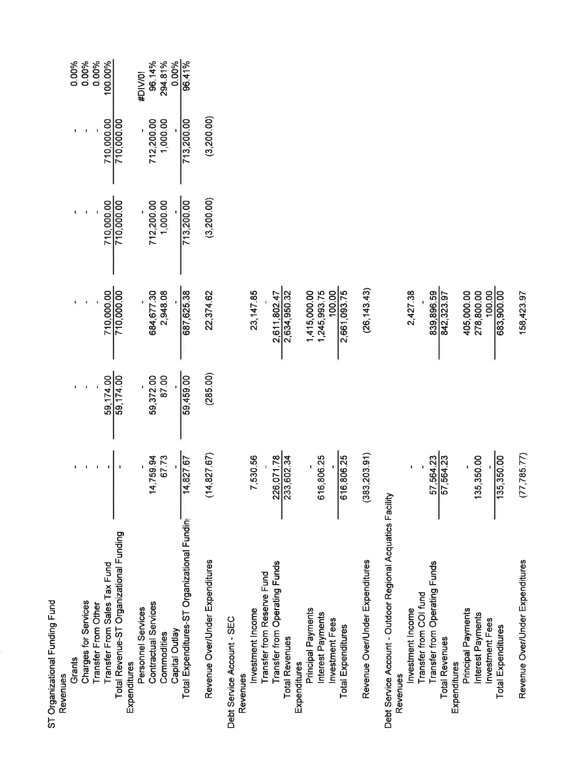| | | | | | | |
|---|---|---|---|---|---|---|
| **ST Organizational Funding Fund** | | | | | | |
| Revenues | | | | | | |
| Grants | - | - | - | - | - | 0.00% |
| Charges for Services | - | - | - | - | - | 0.00% |
| Transfer From Other | - | - | - | - | - | 0.00% |
| Transfer From Sales Tax Fund | - | 59,174.00 | 710,000.00 | 710,000.00 | 710,000.00 | 100.00% |
| Total Revenue-ST Organizational Funding | - | 59,174.00 | 710,000.00 | 710,000.00 | 710,000.00 | |
| Expenditures | | | | | | |
| Personnel Services | - | - | - | - | - | #DIV/0! |
| Contractual Services | 14,759.94 | 59,372.00 | 684,677.30 | 712,200.00 | 712,200.00 | 96.14% |
| Commodities | 67.73 | 87.00 | 2,948.08 | 1,000.00 | 1,000.00 | 294.81% |
| Capital Outlay | - | - | - | - | - | 0.00% |
| Total Expenditures-ST Organizational Fundin | 14,827.67 | 59,459.00 | 687,625.38 | 713,200.00 | 713,200.00 | 96.41% |
| Revenue Over/Under Expenditures | (14,827.67) | (285.00) | 22,374.62 | (3,200.00) | (3,200.00) | |
| **Debt Service Account - SEC** | | | | | | |
| Revenues | | | | | | |
| Investment Income | 7,530.56 | | 23,147.85 | | | |
| Transfer from Reserve Fund | | | - | | | |
| Transfer from Operating Funds | 226,071.78 | | 2,611,802.47 | | | |
| Total Revenues | 233,602.34 | | 2,634,950.32 | | | |
| Expenditures | | | | | | |
| Principal Payments | - | | 1,415,000.00 | | | |
| Interest Payments | 616,806.25 | | 1,245,993.75 | | | |
| Investment Fees | - | | 100.00 | | | |
| Total Expenditures | 616,806.25 | | 2,661,093.75 | | | |
| Revenue Over/Under Expenditures | (383,203.91) | | (26,143.43) | | | |
| **Debt Service Account - Outdoor Regional Acquatics Facility** | | | | | | |
| Revenues | | | | | | |
| Investment Income | - | | 2,427.38 | | | |
| Transfer from COI fund | - | | - | | | |
| Transfer from Operating Funds | 57,564.23 | | 839,896.59 | | | |
| Total Revenues | 57,564.23 | | 842,323.97 | | | |
| Expenditures | | | | | | |
| Principal Payments | - | | 405,000.00 | | | |
| Interest Payments | 135,350.00 | | 278,800.00 | | | |
| Investment Fees | - | | 100.00 | | | |
| Total Expenditures | 135,350.00 | | 683,900.00 | | | |
| Revenue Over/Under Expenditures | (77,785.77) | | 158,423.97 | | | |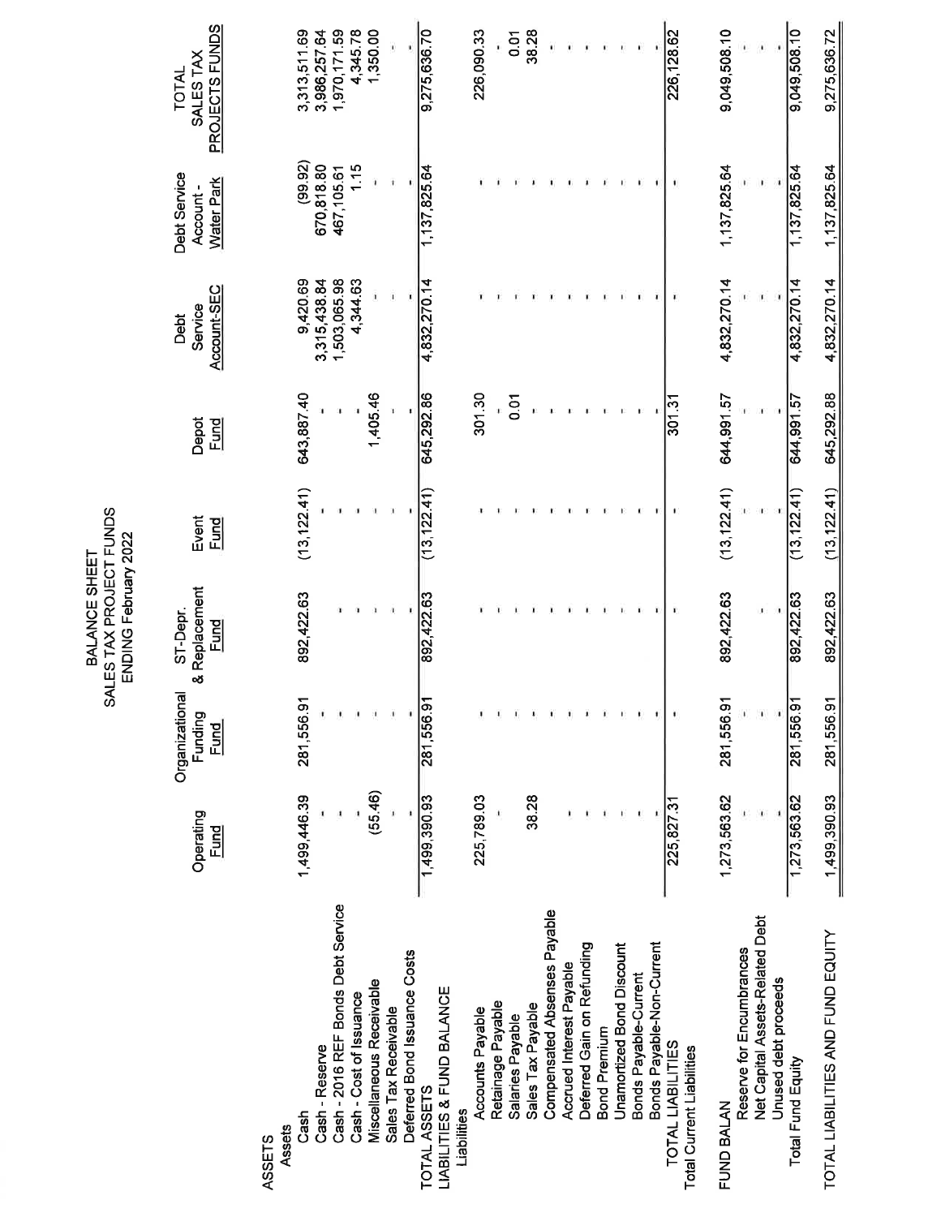# BALANCE SHEET
## SALES TAX PROJECT FUNDS
### ENDING February 2022

| | Operating Fund | Organizational Funding Fund | ST-Depr. & Replacement Fund | Event Fund | Depot Fund | Debt Service Account-SEC | Debt Service Account - Water Park | TOTAL SALES TAX PROJECTS FUNDS |
|---|---|---|---|---|---|---|---|---|
| **ASSETS** | | | | | | | | |
| Assets | | | | | | | | |
| Cash | 1,499,446.39 | 281,556.91 | 892,422.63 | (13,122.41) | 643,887.40 | 9,420.69 | (99.92) | 3,313,511.69 |
| Cash - Reserve | - | - | - | - | - | 3,315,438.84 | 670,818.80 | 3,986,257.64 |
| Cash - 2016 REF Bonds Debt Service | - | - | - | - | - | 1,503,065.98 | 467,105.61 | 1,970,171.59 |
| Cash - Cost of Issuance | - | - | - | - | - | 4,344.63 | 1.15 | 4,345.78 |
| Miscellaneous Receivable | (55.46) | - | - | - | 1,405.46 | - | - | 1,350.00 |
| Sales Tax Receivable | - | - | - | - | - | - | - | - |
| Deferred Bond Issuance Costs | - | - | - | - | - | - | - | - |
| TOTAL ASSETS | 1,499,390.93 | 281,556.91 | 892,422.63 | (13,122.41) | 645,292.86 | 4,832,270.14 | 1,137,825.64 | 9,275,636.70 |
| **LIABILITIES & FUND BALANCE** | | | | | | | | |
| Liabilities | | | | | | | | |
| Accounts Payable | 225,789.03 | - | - | - | 301.30 | - | - | 226,090.33 |
| Retainage Payable | - | - | - | - | - | - | - | - |
| Salaries Payable | - | - | - | - | 0.01 | - | - | 0.01 |
| Sales Tax Payable | 38.28 | - | - | - | - | - | - | 38.28 |
| Compensated Absenses Payable | - | - | - | - | - | - | - | - |
| Accrued Interest Payable | - | - | - | - | - | - | - | - |
| Deferred Gain on Refunding | - | - | - | - | - | - | - | - |
| Bond Premium | - | - | - | - | - | - | - | - |
| Unamortized Bond Discount | - | - | - | - | - | - | - | - |
| Bonds Payable-Current | - | - | - | - | - | - | - | - |
| Bonds Payable-Non-Current | - | - | - | - | - | - | - | - |
| TOTAL LIABILITIES | 225,827.31 | - | - | - | 301.31 | - | - | 226,128.62 |
| Total Current Liabilities | | | | | | | | |
| **FUND BALAN** | 1,273,563.62 | 281,556.91 | 892,422.63 | (13,122.41) | 644,991.57 | 4,832,270.14 | 1,137,825.64 | 9,049,508.10 |
| Reserve for Encumbrances | - | - | - | - | - | - | - | - |
| Net Capital Assets-Related Debt | - | - | - | - | - | - | - | - |
| Unused debt proceeds | - | - | - | - | - | - | - | - |
| Total Fund Equity | 1,273,563.62 | 281,556.91 | 892,422.63 | (13,122.41) | 644,991.57 | 4,832,270.14 | 1,137,825.64 | 9,049,508.10 |
| TOTAL LIABILITIES AND FUND EQUITY | 1,499,390.93 | 281,556.91 | 892,422.63 | (13,122.41) | 645,292.88 | 4,832,270.14 | 1,137,825.64 | 9,275,636.72 |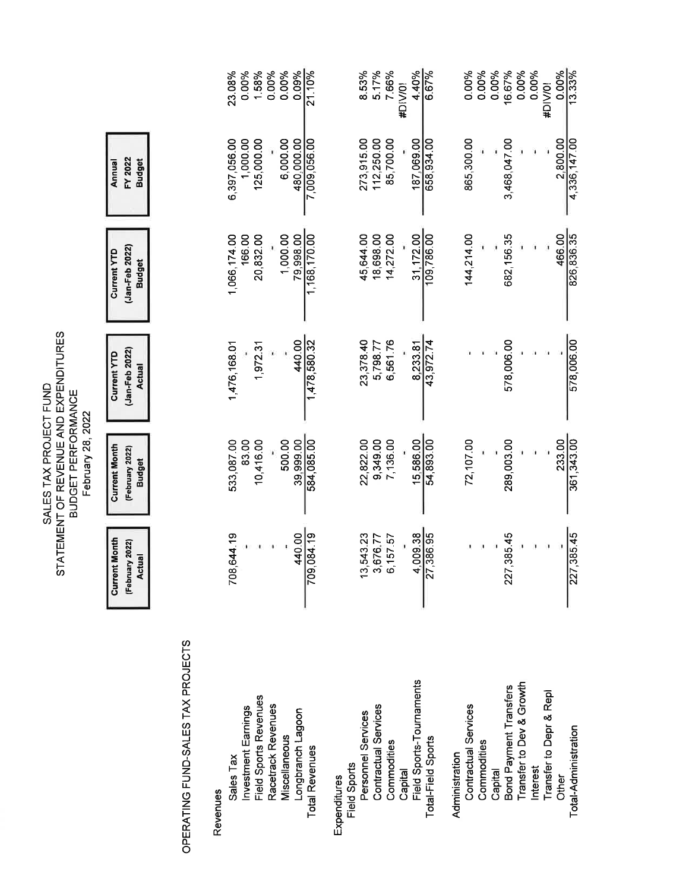# SALES TAX PROJECT FUND
## STATEMENT OF REVENUE AND EXPENDITURES
### BUDGET PERFORMANCE
### February 28, 2022

OPERATING FUND-SALES TAX PROJECTS

| | Current Month (February 2022) Actual | Current Month (February 2022) Budget | Current YTD (Jan-Feb 2022) Actual | Current YTD (Jan-Feb 2022) Budget | Annual FY 2022 Budget | |
|---|---|---|---|---|---|---|
| **Revenues** | | | | | | |
| Sales Tax | 708,644.19 | 533,087.00 | 1,476,168.01 | 1,066,174.00 | 6,397,056.00 | 23.08% |
| Investment Earnings | - | 83.00 | - | 166.00 | 1,000.00 | 0.00% |
| Field Sports Revenues | - | 10,416.00 | 1,972.31 | 20,832.00 | 125,000.00 | 1.58% |
| Racetrack Revenues | - | - | - | - | - | 0.00% |
| Miscellaneous | - | 500.00 | - | 1,000.00 | 6,000.00 | 0.00% |
| Longbranch Lagoon | 440.00 | 39,999.00 | 440.00 | 79,998.00 | 480,000.00 | 0.09% |
| Total Revenues | 709,084.19 | 584,085.00 | 1,478,580.32 | 1,168,170.00 | 7,009,056.00 | 21.10% |
| **Expenditures** | | | | | | |
| Field Sports | | | | | | |
| Personnel Services | 13,543.23 | 22,822.00 | 23,378.40 | 45,644.00 | 273,915.00 | 8.53% |
| Contractual Services | 3,676.77 | 9,349.00 | 5,798.77 | 18,698.00 | 112,250.00 | 5.17% |
| Commodities | 6,157.57 | 7,136.00 | 6,561.76 | 14,272.00 | 85,700.00 | 7.66% |
| Capital | - | - | - | - | - | #DIV/0! |
| Field Sports-Tournaments | 4,009.38 | 15,586.00 | 8,233.81 | 31,172.00 | 187,069.00 | 4.40% |
| Total-Field Sports | 27,386.95 | 54,893.00 | 43,972.74 | 109,786.00 | 658,934.00 | 6.67% |
| Administration | | | | | | |
| Contractual Services | - | 72,107.00 | - | 144,214.00 | 865,300.00 | 0.00% |
| Commodities | - | - | - | - | - | 0.00% |
| Capital | - | - | - | - | - | 0.00% |
| Bond Payment Transfers | 227,385.45 | 289,003.00 | 578,006.00 | 682,156.35 | 3,468,047.00 | 16.67% |
| Transfer to Dev & Growth | - | - | - | - | - | 0.00% |
| Interest | - | - | - | - | - | 0.00% |
| Transfer to Depr & Repl | - | - | - | - | - | #DIV/0! |
| Other | - | 233.00 | - | 466.00 | 2,800.00 | 0.00% |
| Total-Administration | 227,385.45 | 361,343.00 | 578,006.00 | 826,836.35 | 4,336,147.00 | 13.33% |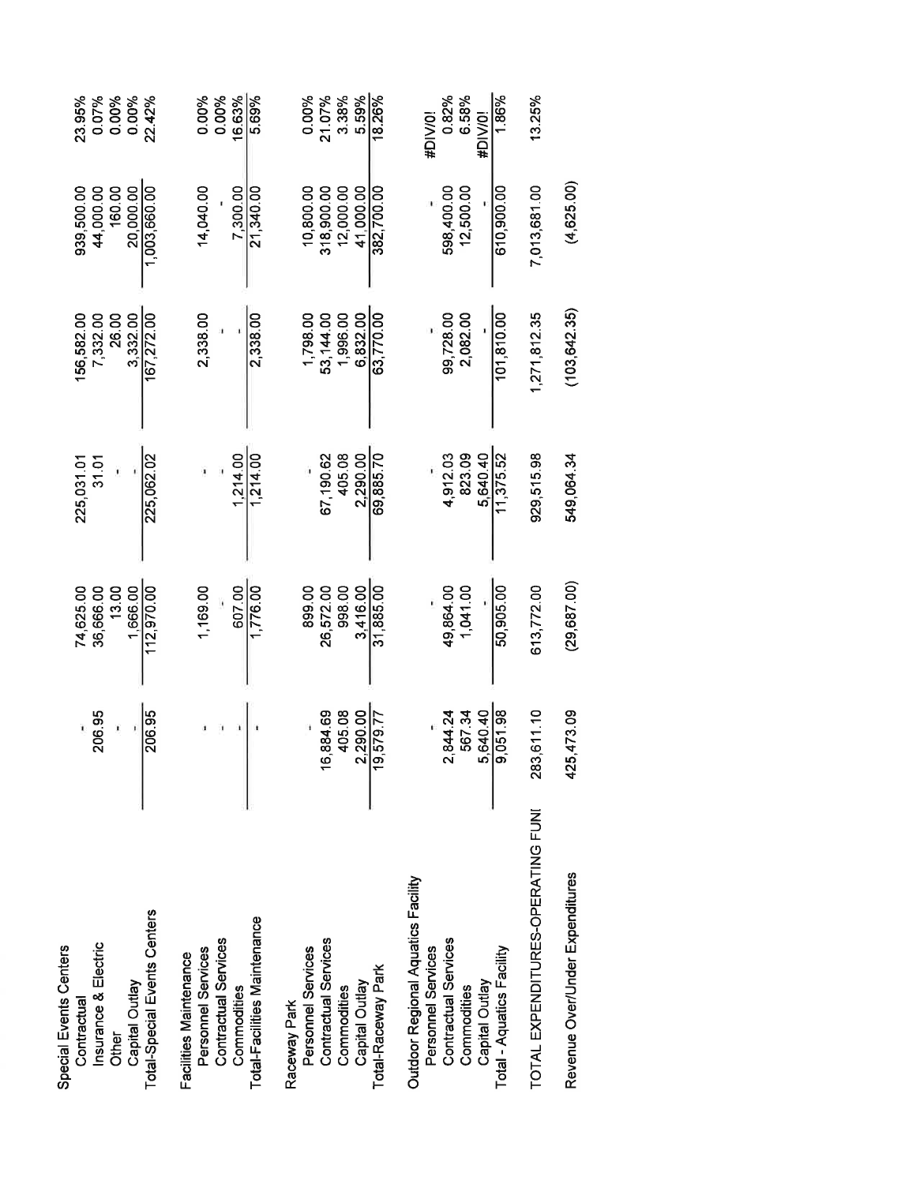| | | | | | | |
|---|---|---|---|---|---|---|
| **Special Events Centers** | | | | | | |
| Contractual | - | 74,625.00 | 225,031.01 | 156,582.00 | 939,500.00 | 23.95% |
| Insurance & Electric | 206.95 | 36,666.00 | 31.01 | 7,332.00 | 44,000.00 | 0.07% |
| Other | - | 13.00 | - | 26.00 | 160.00 | 0.00% |
| Capital Outlay | - | 1,666.00 | - | 3,332.00 | 20,000.00 | 0.00% |
| Total-Special Events Centers | 206.95 | 112,970.00 | 225,062.02 | 167,272.00 | 1,003,660.00 | 22.42% |
| **Facilities Maintenance** | | | | | | |
| Personnel Services | - | 1,169.00 | - | 2,338.00 | 14,040.00 | 0.00% |
| Contractual Services | - | - | - | - | - | 0.00% |
| Commodities | - | 607.00 | 1,214.00 | - | 7,300.00 | 16.63% |
| Total-Facilities Maintenance | - | 1,776.00 | 1,214.00 | 2,338.00 | 21,340.00 | 5.69% |
| **Raceway Park** | | | | | | |
| Personnel Services | - | 899.00 | - | 1,798.00 | 10,800.00 | 0.00% |
| Contractual Services | 16,884.69 | 26,572.00 | 67,190.62 | 53,144.00 | 318,900.00 | 21.07% |
| Commodities | 405.08 | 998.00 | 405.08 | 1,996.00 | 12,000.00 | 3.38% |
| Capital Outlay | 2,290.00 | 3,416.00 | 2,290.00 | 6,832.00 | 41,000.00 | 5.59% |
| Total-Raceway Park | 19,579.77 | 31,885.00 | 69,885.70 | 63,770.00 | 382,700.00 | 18.26% |
| **Outdoor Regional Aquatics Facility** | | | | | | |
| Personnel Services | - | - | - | - | - | #DIV/0! |
| Contractual Services | 2,844.24 | 49,864.00 | 4,912.03 | 99,728.00 | 598,400.00 | 0.82% |
| Commodities | 567.34 | 1,041.00 | 823.09 | 2,082.00 | 12,500.00 | 6.58% |
| Capital Outlay | 5,640.40 | - | 5,640.40 | - | - | #DIV/0! |
| Total - Aquatics Facility | 9,051.98 | 50,905.00 | 11,375.52 | 101,810.00 | 610,900.00 | 1.86% |
| TOTAL EXPENDITURES-OPERATING FUNI | 283,611.10 | 613,772.00 | 929,515.98 | 1,271,812.35 | 7,013,681.00 | 13.25% |
| Revenue Over/Under Expenditures | 425,473.09 | (29,687.00) | 549,064.34 | (103,642.35) | (4,625.00) | |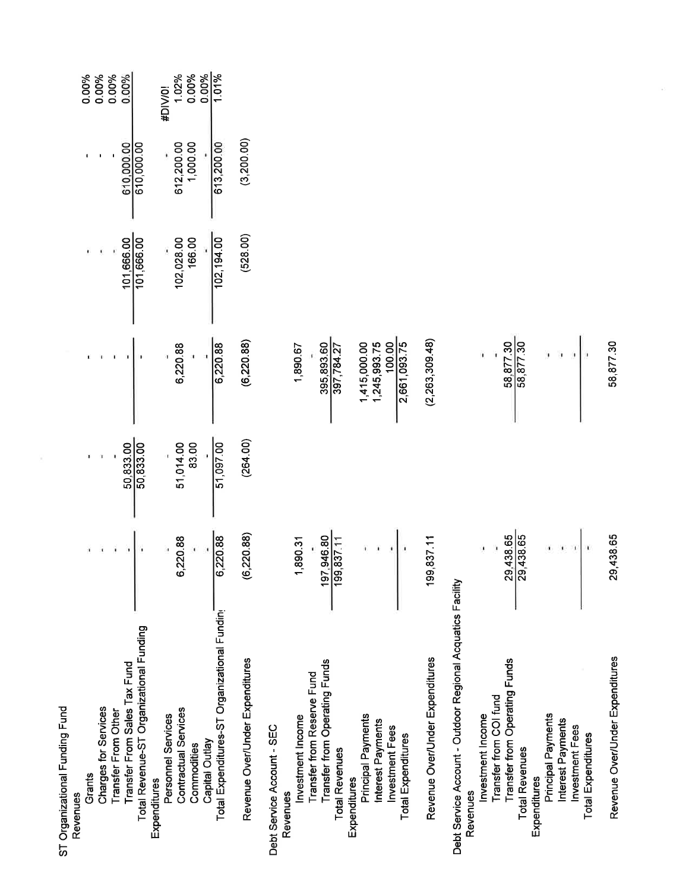| | | | | | | |
|---|---|---|---|---|---|---|
| **ST Organizational Funding Fund** | | | | | | |
| Revenues | | | | | | |
| Grants | - | - | - | - | - | 0.00% |
| Charges for Services | - | - | - | - | - | 0.00% |
| Transfer From Other | - | - | - | - | - | 0.00% |
| Transfer From Sales Tax Fund | - | 50,833.00 | - | 101,666.00 | 610,000.00 | 0.00% |
| Total Revenue-ST Organizational Funding | - | 50,833.00 | - | 101,666.00 | 610,000.00 | |
| Expenditures | | | | | | |
| Personnel Services | - | - | - | - | - | #DIV/0! |
| Contractual Services | 6,220.88 | 51,014.00 | 6,220.88 | 102,028.00 | 612,200.00 | 1.02% |
| Commodities | - | 83.00 | - | 166.00 | 1,000.00 | 0.00% |
| Capital Outlay | - | - | - | - | - | 0.00% |
| Total Expenditures-ST Organizational Fundin | 6,220.88 | 51,097.00 | 6,220.88 | 102,194.00 | 613,200.00 | 1.01% |
| Revenue Over/Under Expenditures | (6,220.88) | (264.00) | (6,220.88) | (528.00) | (3,200.00) | |
| **Debt Service Account - SEC** | | | | | | |
| Revenues | | | | | | |
| Investment Income | 1,890.31 | | 1,890.67 | | | |
| Transfer from Reserve Fund | - | | - | | | |
| Transfer from Operating Funds | 197,946.80 | | 395,893.60 | | | |
| Total Revenues | 199,837.11 | | 397,784.27 | | | |
| Expenditures | | | | | | |
| Principal Payments | - | | 1,415,000.00 | | | |
| Interest Payments | - | | 1,245,993.75 | | | |
| Investment Fees | - | | 100.00 | | | |
| Total Expenditures | - | | 2,661,093.75 | | | |
| Revenue Over/Under Expenditures | 199,837.11 | | (2,263,309.48) | | | |
| **Debt Service Account - Outdoor Regional Acquatics Facility** | | | | | | |
| Revenues | | | | | | |
| Investment Income | - | | - | | | |
| Transfer from COI fund | - | | - | | | |
| Transfer from Operating Funds | 29,438.65 | | 58,877.30 | | | |
| Total Revenues | 29,438.65 | | 58,877.30 | | | |
| Expenditures | | | | | | |
| Principal Payments | - | | - | | | |
| Interest Payments | - | | - | | | |
| Investment Fees | - | | - | | | |
| Total Expenditures | - | | - | | | |
| Revenue Over/Under Expenditures | 29,438.65 | | 58,877.30 | | | |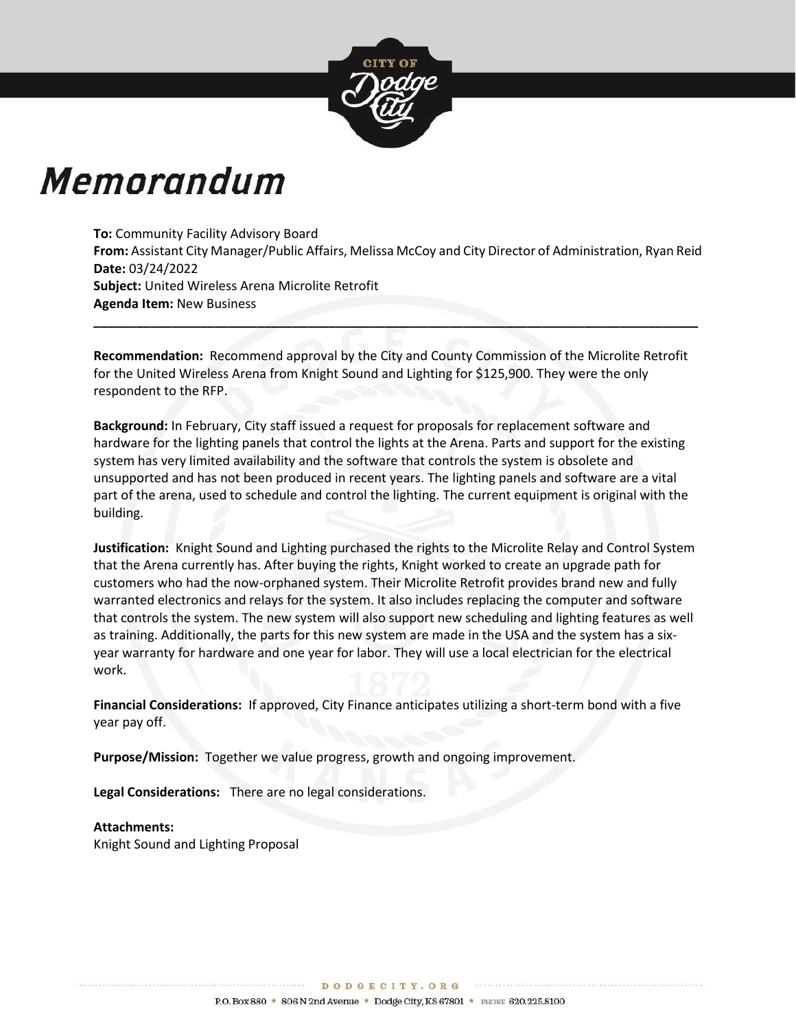# Memorandum

**To:** Community Facility Advisory Board
**From:** Assistant City Manager/Public Affairs, Melissa McCoy and City Director of Administration, Ryan Reid
**Date:** 03/24/2022
**Subject:** United Wireless Arena Microlite Retrofit
**Agenda Item:** New Business

---

**Recommendation:** Recommend approval by the City and County Commission of the Microlite Retrofit for the United Wireless Arena from Knight Sound and Lighting for $125,900. They were the only respondent to the RFP.

**Background:** In February, City staff issued a request for proposals for replacement software and hardware for the lighting panels that control the lights at the Arena. Parts and support for the existing system has very limited availability and the software that controls the system is obsolete and unsupported and has not been produced in recent years. The lighting panels and software are a vital part of the arena, used to schedule and control the lighting. The current equipment is original with the building.

**Justification:** Knight Sound and Lighting purchased the rights to the Microlite Relay and Control System that the Arena currently has. After buying the rights, Knight worked to create an upgrade path for customers who had the now-orphaned system. Their Microlite Retrofit provides brand new and fully warranted electronics and relays for the system. It also includes replacing the computer and software that controls the system. The new system will also support new scheduling and lighting features as well as training. Additionally, the parts for this new system are made in the USA and the system has a six-year warranty for hardware and one year for labor. They will use a local electrician for the electrical work.

**Financial Considerations:** If approved, City Finance anticipates utilizing a short-term bond with a five year pay off.

**Purpose/Mission:** Together we value progress, growth and ongoing improvement.

**Legal Considerations:** There are no legal considerations.

**Attachments:**
Knight Sound and Lighting Proposal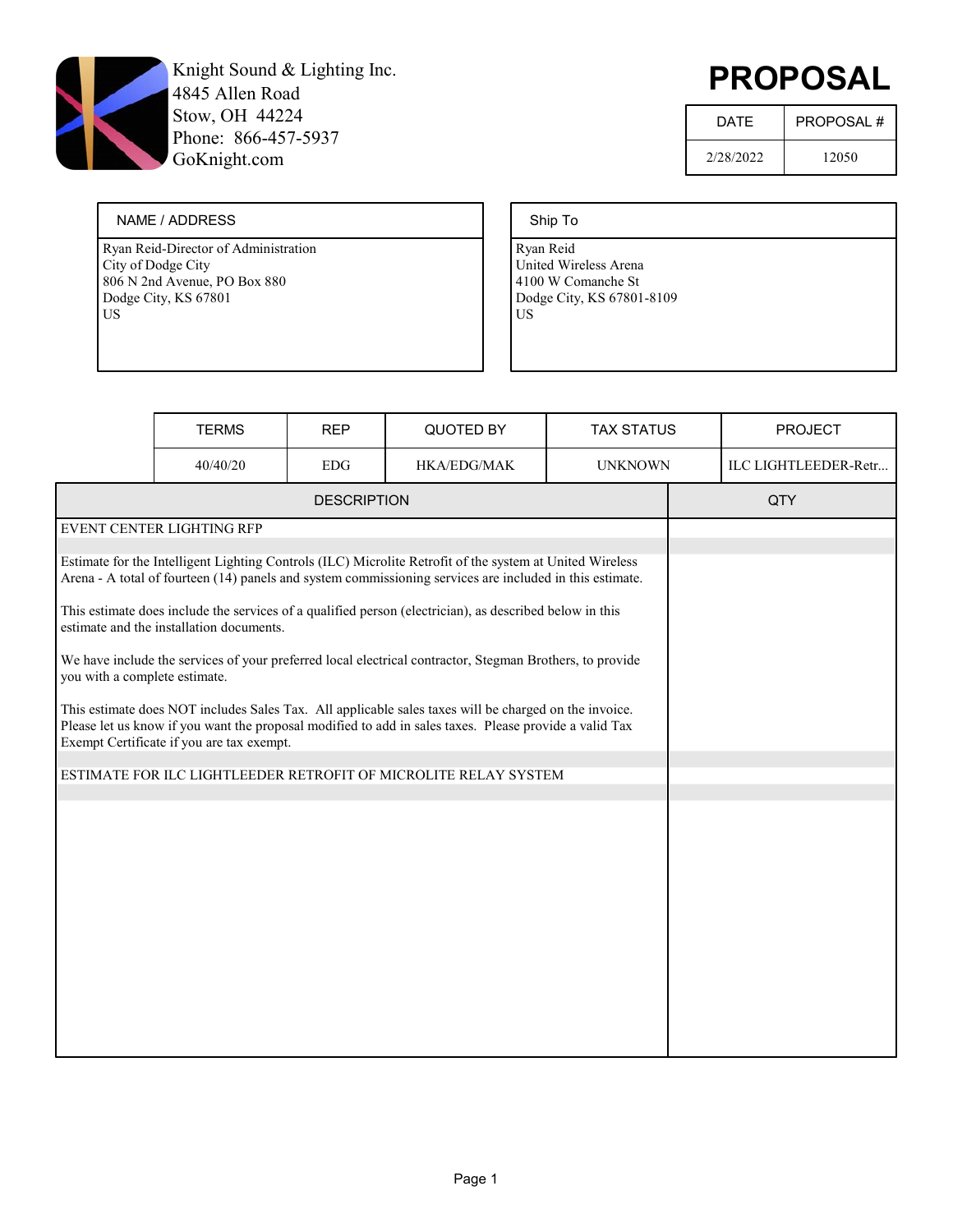Knight Sound & Lighting Inc.
4845 Allen Road
Stow, OH 44224
Phone: 866-457-5937
GoKnight.com

# PROPOSAL

| DATE | PROPOSAL # |
| --- | --- |
| 2/28/2022 | 12050 |

| NAME / ADDRESS | Ship To |
| --- | --- |
| Ryan Reid-Director of Administration<br>City of Dodge City<br>806 N 2nd Avenue, PO Box 880<br>Dodge City, KS 67801<br>US | Ryan Reid<br>United Wireless Arena<br>4100 W Comanche St<br>Dodge City, KS 67801-8109<br>US |

| TERMS | REP | QUOTED BY | TAX STATUS | PROJECT |
| --- | --- | --- | --- | --- |
| 40/40/20 | EDG | HKA/EDG/MAK | UNKNOWN | ILC LIGHTLEEDER-Retr... |

| DESCRIPTION | QTY |
| --- | --- |
| EVENT CENTER LIGHTING RFP | |
| Estimate for the Intelligent Lighting Controls (ILC) Microlite Retrofit of the system at United Wireless Arena - A total of fourteen (14) panels and system commissioning services are included in this estimate.<br><br>This estimate does include the services of a qualified person (electrician), as described below in this estimate and the installation documents.<br><br>We have include the services of your preferred local electrical contractor, Stegman Brothers, to provide you with a complete estimate.<br><br>This estimate does NOT includes Sales Tax. All applicable sales taxes will be charged on the invoice. Please let us know if you want the proposal modified to add in sales taxes. Please provide a valid Tax Exempt Certificate if you are tax exempt. | |
| ESTIMATE FOR ILC LIGHTLEEDER RETROFIT OF MICROLITE RELAY SYSTEM | |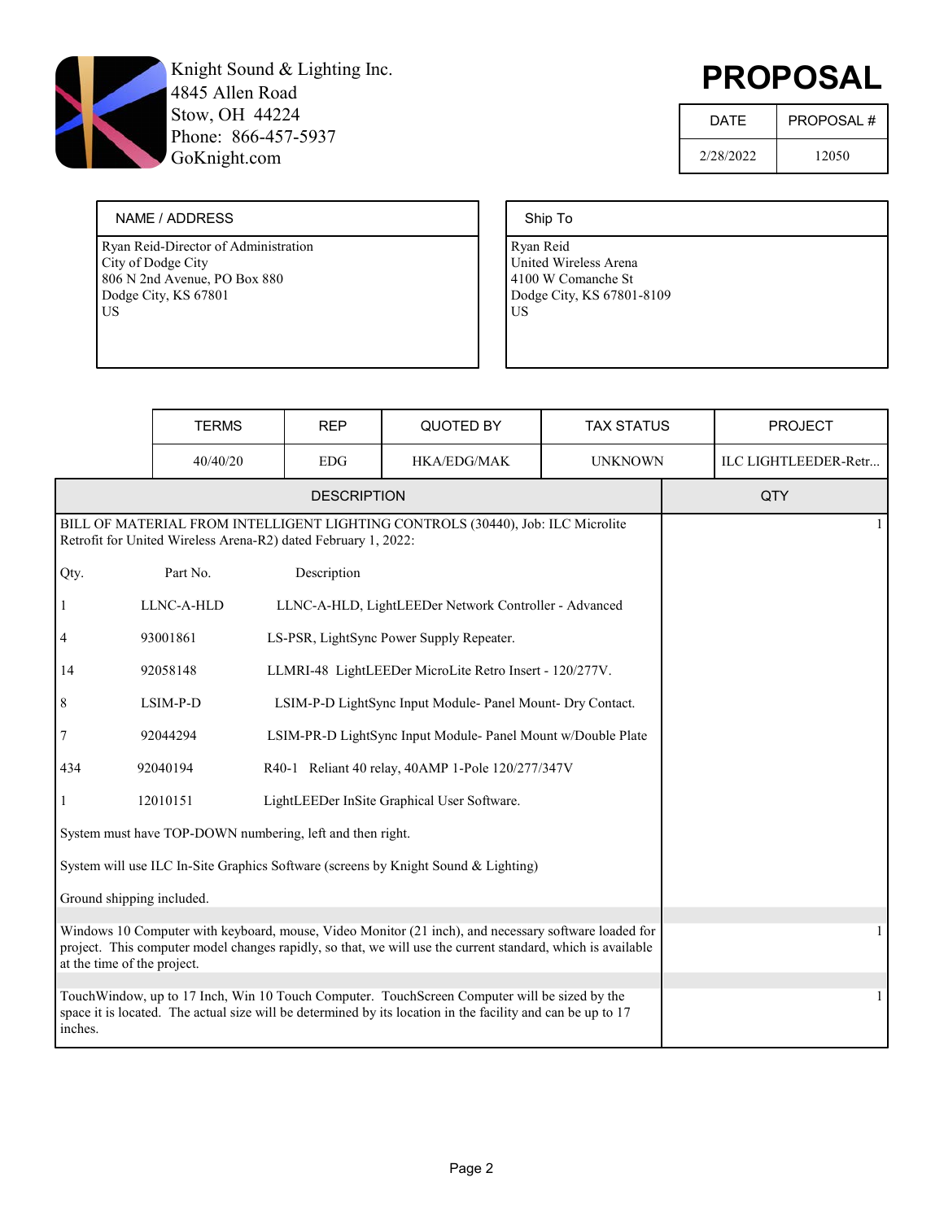Knight Sound & Lighting Inc.
4845 Allen Road
Stow, OH 44224
Phone: 866-457-5937
GoKnight.com

# PROPOSAL

| DATE | PROPOSAL # |
|---|---|
| 2/28/2022 | 12050 |

| NAME / ADDRESS | Ship To |
|---|---|
| Ryan Reid-Director of Administration<br>City of Dodge City<br>806 N 2nd Avenue, PO Box 880<br>Dodge City, KS 67801<br>US | Ryan Reid<br>United Wireless Arena<br>4100 W Comanche St<br>Dodge City, KS 67801-8109<br>US |

| TERMS | REP | QUOTED BY | TAX STATUS | PROJECT |
|---|---|---|---|---|
| 40/40/20 | EDG | HKA/EDG/MAK | UNKNOWN | ILC LIGHTLEEDER-Retr... |

| DESCRIPTION | QTY |
|---|---|
| BILL OF MATERIAL FROM INTELLIGENT LIGHTING CONTROLS (30440), Job: ILC Microlite Retrofit for United Wireless Arena-R2) dated February 1, 2022:<br><br>Qty. Part No. Description<br><br>1 LLNC-A-HLD LLNC-A-HLD, LightLEEDer Network Controller - Advanced<br><br>4 93001861 LS-PSR, LightSync Power Supply Repeater.<br><br>14 92058148 LLMRI-48 LightLEEDer MicroLite Retro Insert - 120/277V.<br><br>8 LSIM-P-D LSIM-P-D LightSync Input Module- Panel Mount- Dry Contact.<br><br>7 92044294 LSIM-PR-D LightSync Input Module- Panel Mount w/Double Plate<br><br>434 92040194 R40-1 Reliant 40 relay, 40AMP 1-Pole 120/277/347V<br><br>1 12010151 LightLEEDer InSite Graphical User Software.<br><br>System must have TOP-DOWN numbering, left and then right.<br><br>System will use ILC In-Site Graphics Software (screens by Knight Sound & Lighting)<br><br>Ground shipping included. | 1 |
| Windows 10 Computer with keyboard, mouse, Video Monitor (21 inch), and necessary software loaded for project. This computer model changes rapidly, so that, we will use the current standard, which is available at the time of the project. | 1 |
| TouchWindow, up to 17 Inch, Win 10 Touch Computer. TouchScreen Computer will be sized by the space it is located. The actual size will be determined by its location in the facility and can be up to 17 inches. | 1 |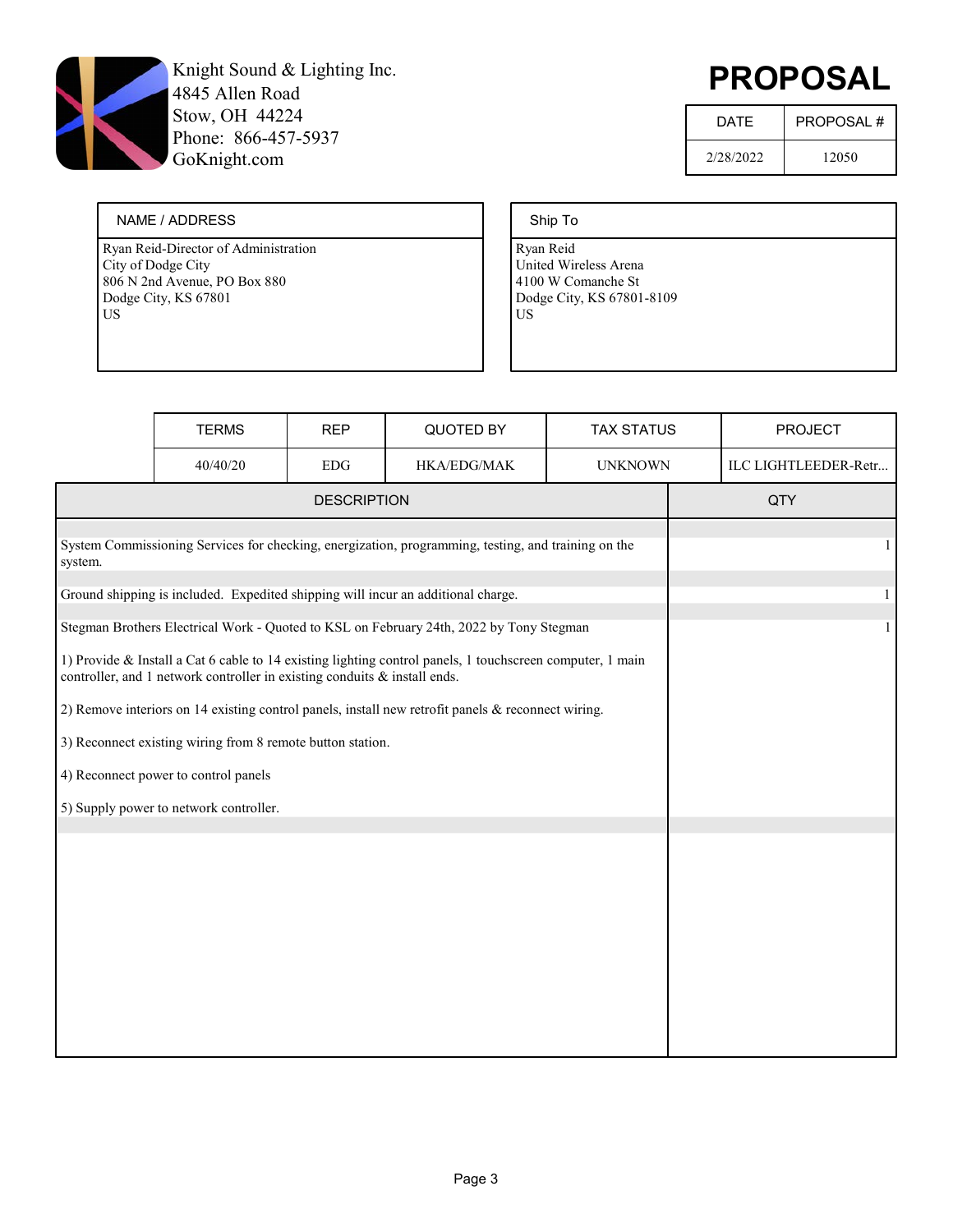Knight Sound & Lighting Inc.
4845 Allen Road
Stow, OH 44224
Phone: 866-457-5937
GoKnight.com

# PROPOSAL

| DATE | PROPOSAL # |
|---|---|
| 2/28/2022 | 12050 |

| NAME / ADDRESS | Ship To |
|---|---|
| Ryan Reid-Director of Administration<br>City of Dodge City<br>806 N 2nd Avenue, PO Box 880<br>Dodge City, KS 67801<br>US | Ryan Reid<br>United Wireless Arena<br>4100 W Comanche St<br>Dodge City, KS 67801-8109<br>US |

| TERMS | REP | QUOTED BY | TAX STATUS | PROJECT |
|---|---|---|---|---|
| 40/40/20 | EDG | HKA/EDG/MAK | UNKNOWN | ILC LIGHTLEEDER-Retr... |

| DESCRIPTION | QTY |
|---|---|
| System Commissioning Services for checking, energization, programming, testing, and training on the system. | 1 |
| Ground shipping is included. Expedited shipping will incur an additional charge. | 1 |
| Stegman Brothers Electrical Work - Quoted to KSL on February 24th, 2022 by Tony Stegman<br><br>1) Provide & Install a Cat 6 cable to 14 existing lighting control panels, 1 touchscreen computer, 1 main controller, and 1 network controller in existing conduits & install ends.<br><br>2) Remove interiors on 14 existing control panels, install new retrofit panels & reconnect wiring.<br><br>3) Reconnect existing wiring from 8 remote button station.<br><br>4) Reconnect power to control panels<br><br>5) Supply power to network controller. | 1 |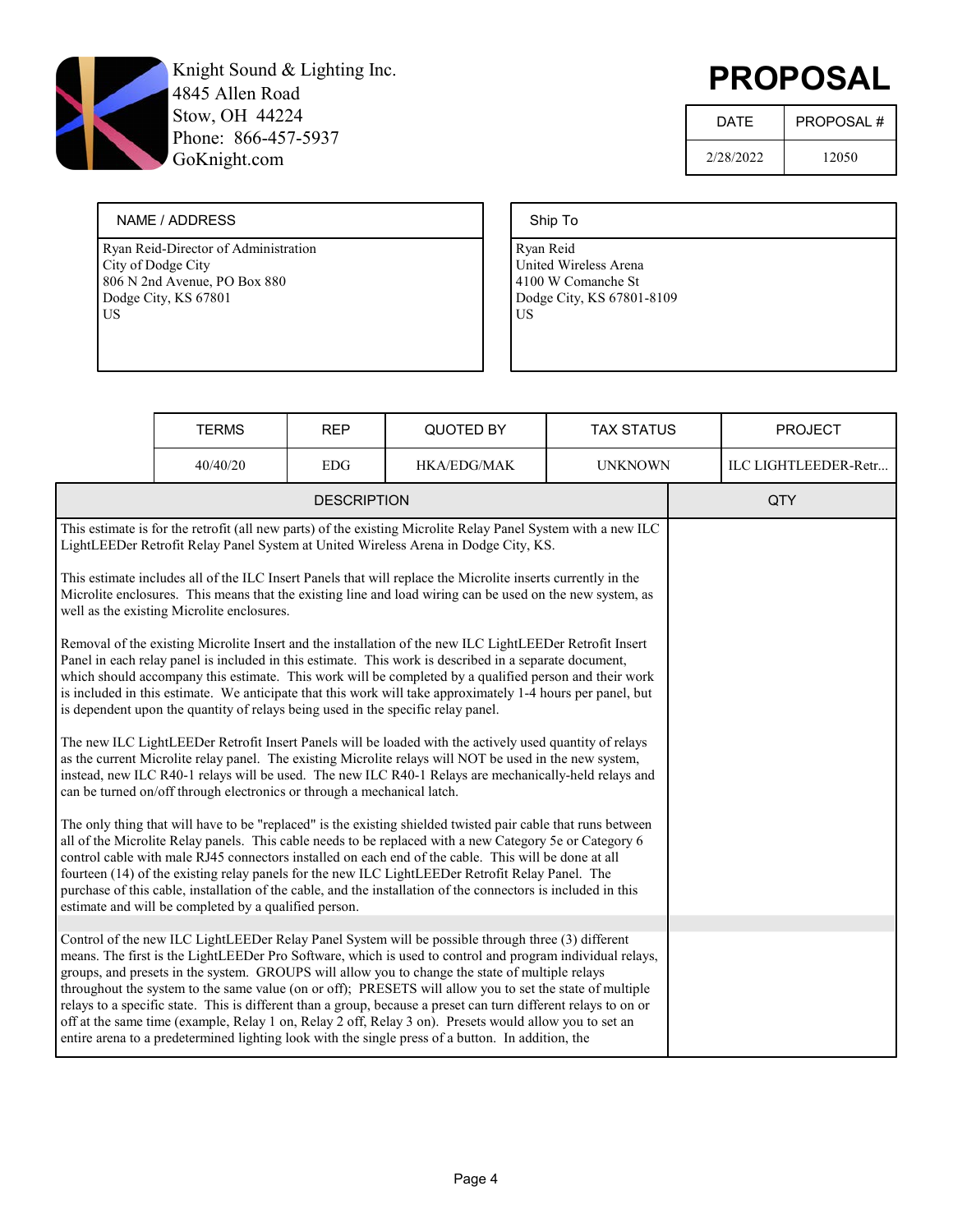Knight Sound & Lighting Inc.
4845 Allen Road
Stow, OH 44224
Phone: 866-457-5937
GoKnight.com

# PROPOSAL

| DATE | PROPOSAL # |
|---|---|
| 2/28/2022 | 12050 |

| NAME / ADDRESS | Ship To |
|---|---|
| Ryan Reid-Director of Administration<br>City of Dodge City<br>806 N 2nd Avenue, PO Box 880<br>Dodge City, KS 67801<br>US | Ryan Reid<br>United Wireless Arena<br>4100 W Comanche St<br>Dodge City, KS 67801-8109<br>US |

| TERMS | REP | QUOTED BY | TAX STATUS | PROJECT |
|---|---|---|---|---|
| 40/40/20 | EDG | HKA/EDG/MAK | UNKNOWN | ILC LIGHTLEEDER-Retr... |

| DESCRIPTION | QTY |
|---|---|
| This estimate is for the retrofit (all new parts) of the existing Microlite Relay Panel System with a new ILC LightLEEDer Retrofit Relay Panel System at United Wireless Arena in Dodge City, KS.<br><br>This estimate includes all of the ILC Insert Panels that will replace the Microlite inserts currently in the Microlite enclosures. This means that the existing line and load wiring can be used on the new system, as well as the existing Microlite enclosures.<br><br>Removal of the existing Microlite Insert and the installation of the new ILC LightLEEDer Retrofit Insert Panel in each relay panel is included in this estimate. This work is described in a separate document, which should accompany this estimate. This work will be completed by a qualified person and their work is included in this estimate. We anticipate that this work will take approximately 1-4 hours per panel, but is dependent upon the quantity of relays being used in the specific relay panel.<br><br>The new ILC LightLEEDer Retrofit Insert Panels will be loaded with the actively used quantity of relays as the current Microlite relay panel. The existing Microlite relays will NOT be used in the new system, instead, new ILC R40-1 relays will be used. The new ILC R40-1 Relays are mechanically-held relays and can be turned on/off through electronics or through a mechanical latch.<br><br>The only thing that will have to be "replaced" is the existing shielded twisted pair cable that runs between all of the Microlite Relay panels. This cable needs to be replaced with a new Category 5e or Category 6 control cable with male RJ45 connectors installed on each end of the cable. This will be done at all fourteen (14) of the existing relay panels for the new ILC LightLEEDer Retrofit Relay Panel. The purchase of this cable, installation of the cable, and the installation of the connectors is included in this estimate and will be completed by a qualified person. | |
| | |
| Control of the new ILC LightLEEDer Relay Panel System will be possible through three (3) different means. The first is the LightLEEDer Pro Software, which is used to control and program individual relays, groups, and presets in the system. GROUPS will allow you to change the state of multiple relays throughout the system to the same value (on or off); PRESETS will allow you to set the state of multiple relays to a specific state. This is different than a group, because a preset can turn different relays to on or off at the same time (example, Relay 1 on, Relay 2 off, Relay 3 on). Presets would allow you to set an entire arena to a predetermined lighting look with the single press of a button. In addition, the | |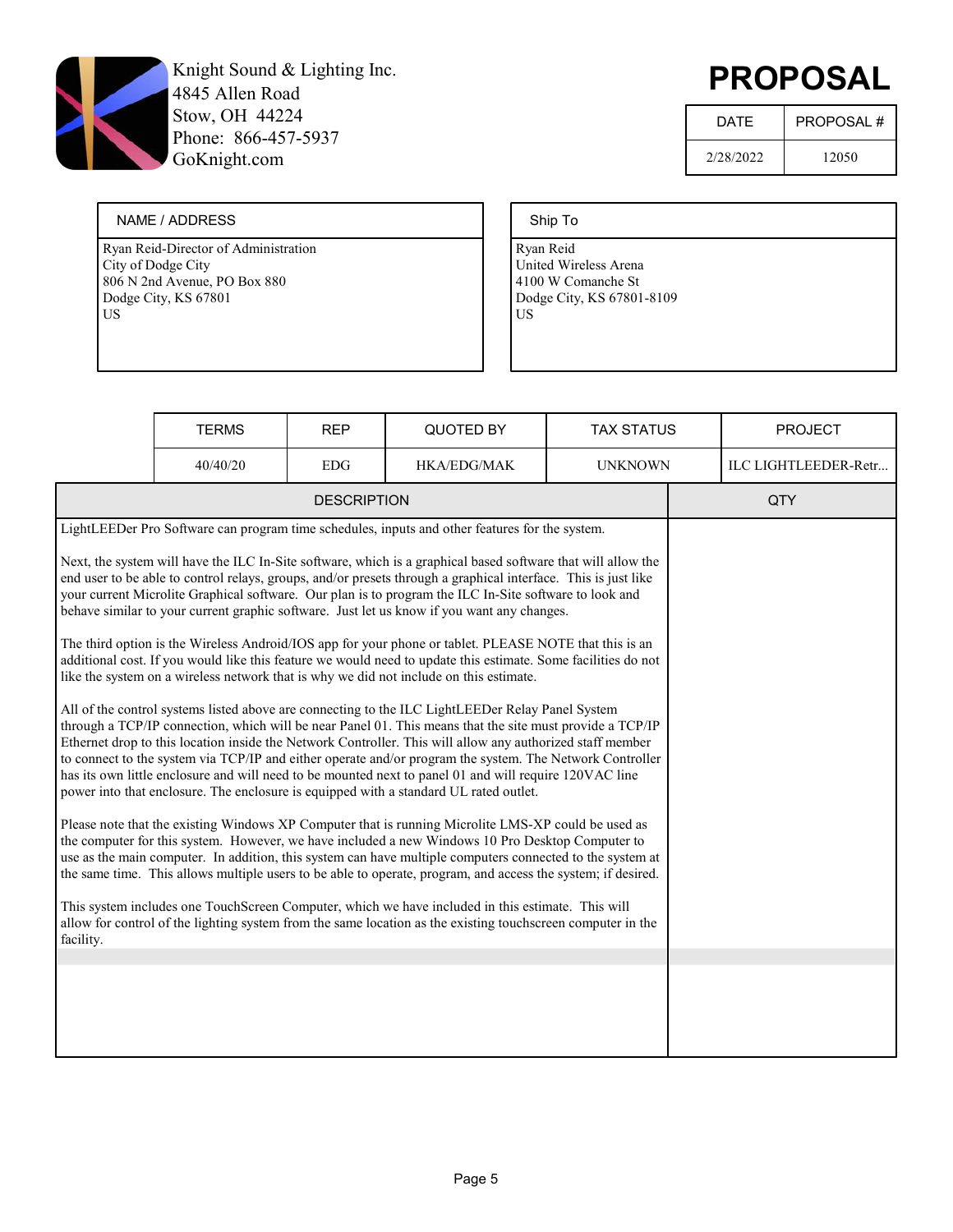Knight Sound & Lighting Inc.
4845 Allen Road
Stow, OH 44224
Phone: 866-457-5937
GoKnight.com

# PROPOSAL

| DATE | PROPOSAL # |
| --- | --- |
| 2/28/2022 | 12050 |

| NAME / ADDRESS | Ship To |
| --- | --- |
| Ryan Reid-Director of Administration<br>City of Dodge City<br>806 N 2nd Avenue, PO Box 880<br>Dodge City, KS 67801<br>US | Ryan Reid<br>United Wireless Arena<br>4100 W Comanche St<br>Dodge City, KS 67801-8109<br>US |

| TERMS | REP | QUOTED BY | TAX STATUS | PROJECT |
| --- | --- | --- | --- | --- |
| 40/40/20 | EDG | HKA/EDG/MAK | UNKNOWN | ILC LIGHTLEEDER-Retr... |

| DESCRIPTION | QTY |
| --- | --- |
| LightLEEDer Pro Software can program time schedules, inputs and other features for the system.<br><br>Next, the system will have the ILC In-Site software, which is a graphical based software that will allow the end user to be able to control relays, groups, and/or presets through a graphical interface. This is just like your current Microlite Graphical software. Our plan is to program the ILC In-Site software to look and behave similar to your current graphic software. Just let us know if you want any changes.<br><br>The third option is the Wireless Android/IOS app for your phone or tablet. PLEASE NOTE that this is an additional cost. If you would like this feature we would need to update this estimate. Some facilities do not like the system on a wireless network that is why we did not include on this estimate.<br><br>All of the control systems listed above are connecting to the ILC LightLEEDer Relay Panel System through a TCP/IP connection, which will be near Panel 01. This means that the site must provide a TCP/IP Ethernet drop to this location inside the Network Controller. This will allow any authorized staff member to connect to the system via TCP/IP and either operate and/or program the system. The Network Controller has its own little enclosure and will need to be mounted next to panel 01 and will require 120VAC line power into that enclosure. The enclosure is equipped with a standard UL rated outlet.<br><br>Please note that the existing Windows XP Computer that is running Microlite LMS-XP could be used as the computer for this system. However, we have included a new Windows 10 Pro Desktop Computer to use as the main computer. In addition, this system can have multiple computers connected to the system at the same time. This allows multiple users to be able to operate, program, and access the system; if desired.<br><br>This system includes one TouchScreen Computer, which we have included in this estimate. This will allow for control of the lighting system from the same location as the existing touchscreen computer in the facility. | |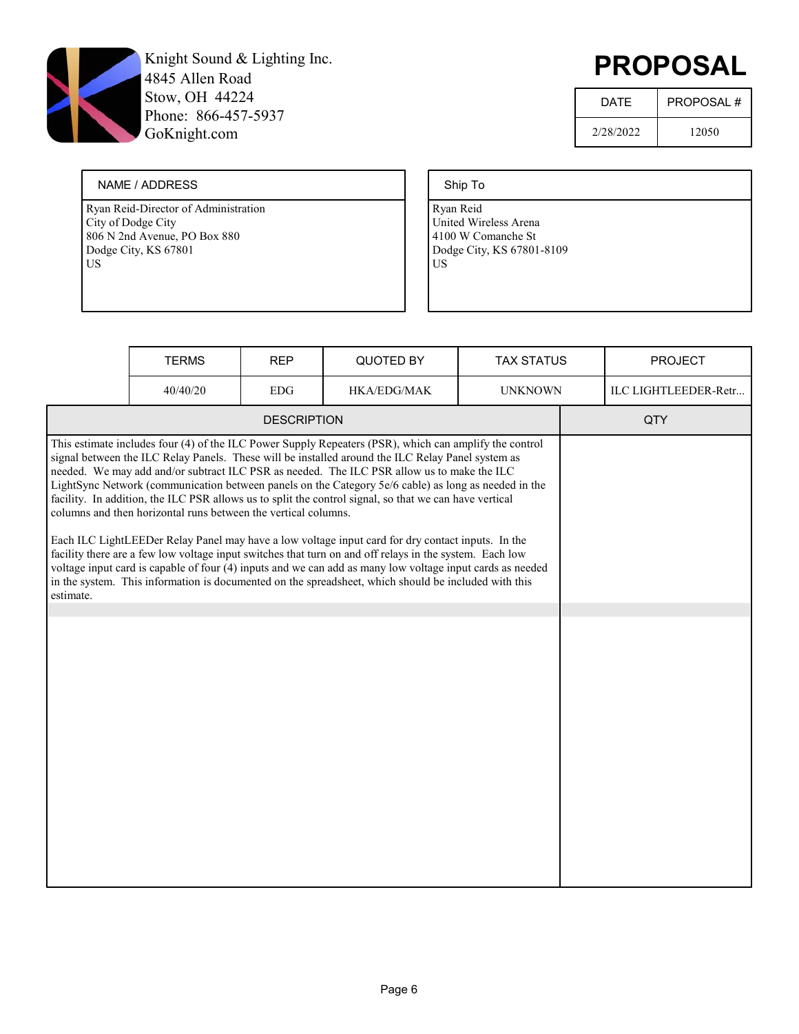Knight Sound & Lighting Inc.
4845 Allen Road
Stow, OH 44224
Phone: 866-457-5937
GoKnight.com

# PROPOSAL

| DATE | PROPOSAL # |
|---|---|
| 2/28/2022 | 12050 |

| NAME / ADDRESS | Ship To |
|---|---|
| Ryan Reid-Director of Administration<br>City of Dodge City<br>806 N 2nd Avenue, PO Box 880<br>Dodge City, KS 67801<br>US | Ryan Reid<br>United Wireless Arena<br>4100 W Comanche St<br>Dodge City, KS 67801-8109<br>US |

| TERMS | REP | QUOTED BY | TAX STATUS | PROJECT |
|---|---|---|---|---|
| 40/40/20 | EDG | HKA/EDG/MAK | UNKNOWN | ILC LIGHTLEEDER-Retr... |

| DESCRIPTION | QTY |
|---|---|
| This estimate includes four (4) of the ILC Power Supply Repeaters (PSR), which can amplify the control signal between the ILC Relay Panels. These will be installed around the ILC Relay Panel system as needed. We may add and/or subtract ILC PSR as needed. The ILC PSR allow us to make the ILC LightSync Network (communication between panels on the Category 5e/6 cable) as long as needed in the facility. In addition, the ILC PSR allows us to split the control signal, so that we can have vertical columns and then horizontal runs between the vertical columns.<br><br>Each ILC LightLEEDer Relay Panel may have a low voltage input card for dry contact inputs. In the facility there are a few low voltage input switches that turn on and off relays in the system. Each low voltage input card is capable of four (4) inputs and we can add as many low voltage input cards as needed in the system. This information is documented on the spreadsheet, which should be included with this estimate. | |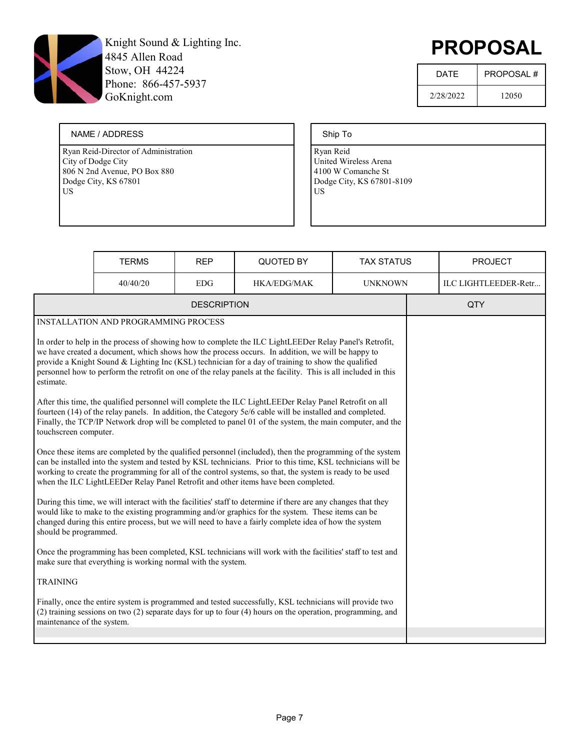Knight Sound & Lighting Inc.
4845 Allen Road
Stow, OH 44224
Phone: 866-457-5937
GoKnight.com

# PROPOSAL

| DATE | PROPOSAL # |
|---|---|
| 2/28/2022 | 12050 |

| NAME / ADDRESS | Ship To |
|---|---|
| Ryan Reid-Director of Administration<br>City of Dodge City<br>806 N 2nd Avenue, PO Box 880<br>Dodge City, KS 67801<br>US | Ryan Reid<br>United Wireless Arena<br>4100 W Comanche St<br>Dodge City, KS 67801-8109<br>US |

| TERMS | REP | QUOTED BY | TAX STATUS | PROJECT |
|---|---|---|---|---|
| 40/40/20 | EDG | HKA/EDG/MAK | UNKNOWN | ILC LIGHTLEEDER-Retr... |

| DESCRIPTION | QTY |
|---|---|
| INSTALLATION AND PROGRAMMING PROCESS<br><br>In order to help in the process of showing how to complete the ILC LightLEEDer Relay Panel's Retrofit, we have created a document, which shows how the process occurs. In addition, we will be happy to provide a Knight Sound & Lighting Inc (KSL) technician for a day of training to show the qualified personnel how to perform the retrofit on one of the relay panels at the facility. This is all included in this estimate.<br><br>After this time, the qualified personnel will complete the ILC LightLEEDer Relay Panel Retrofit on all fourteen (14) of the relay panels. In addition, the Category 5e/6 cable will be installed and completed. Finally, the TCP/IP Network drop will be completed to panel 01 of the system, the main computer, and the touchscreen computer.<br><br>Once these items are completed by the qualified personnel (included), then the programming of the system can be installed into the system and tested by KSL technicians. Prior to this time, KSL technicians will be working to create the programming for all of the control systems, so that, the system is ready to be used when the ILC LightLEEDer Relay Panel Retrofit and other items have been completed.<br><br>During this time, we will interact with the facilities' staff to determine if there are any changes that they would like to make to the existing programming and/or graphics for the system. These items can be changed during this entire process, but we will need to have a fairly complete idea of how the system should be programmed.<br><br>Once the programming has been completed, KSL technicians will work with the facilities' staff to test and make sure that everything is working normal with the system.<br><br>TRAINING<br><br>Finally, once the entire system is programmed and tested successfully, KSL technicians will provide two (2) training sessions on two (2) separate days for up to four (4) hours on the operation, programming, and maintenance of the system. | |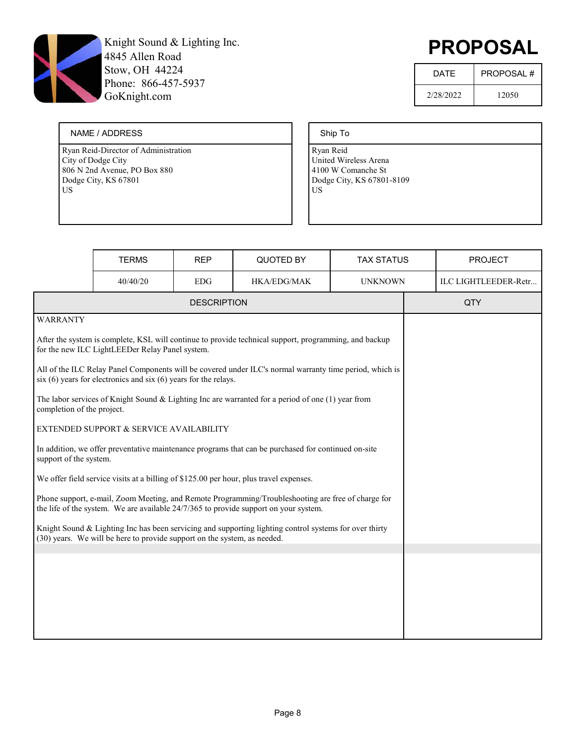Knight Sound & Lighting Inc.
4845 Allen Road
Stow, OH 44224
Phone: 866-457-5937
GoKnight.com

# PROPOSAL

| DATE | PROPOSAL # |
|---|---|
| 2/28/2022 | 12050 |

| NAME / ADDRESS | Ship To |
|---|---|
| Ryan Reid-Director of Administration<br>City of Dodge City<br>806 N 2nd Avenue, PO Box 880<br>Dodge City, KS 67801<br>US | Ryan Reid<br>United Wireless Arena<br>4100 W Comanche St<br>Dodge City, KS 67801-8109<br>US |

| TERMS | REP | QUOTED BY | TAX STATUS | PROJECT |
|---|---|---|---|---|
| 40/40/20 | EDG | HKA/EDG/MAK | UNKNOWN | ILC LIGHTLEEDER-Retr... |

| DESCRIPTION | QTY |
|---|---|
| WARRANTY | |
| After the system is complete, KSL will continue to provide technical support, programming, and backup for the new ILC LightLEEDer Relay Panel system. | |
| All of the ILC Relay Panel Components will be covered under ILC's normal warranty time period, which is six (6) years for electronics and six (6) years for the relays. | |
| The labor services of Knight Sound & Lighting Inc are warranted for a period of one (1) year from completion of the project. | |
| EXTENDED SUPPORT & SERVICE AVAILABILITY | |
| In addition, we offer preventative maintenance programs that can be purchased for continued on-site support of the system. | |
| We offer field service visits at a billing of $125.00 per hour, plus travel expenses. | |
| Phone support, e-mail, Zoom Meeting, and Remote Programming/Troubleshooting are free of charge for the life of the system. We are available 24/7/365 to provide support on your system. | |
| Knight Sound & Lighting Inc has been servicing and supporting lighting control systems for over thirty (30) years. We will be here to provide support on the system, as needed. | |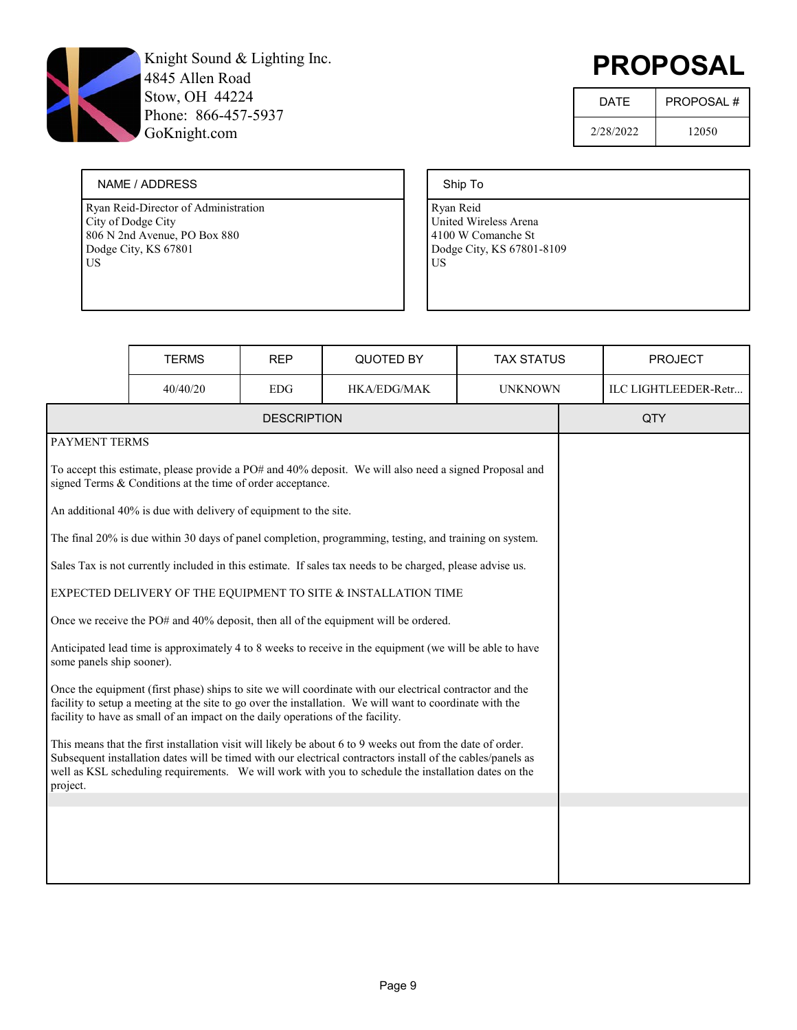Knight Sound & Lighting Inc.
4845 Allen Road
Stow, OH 44224
Phone: 866-457-5937
GoKnight.com

# PROPOSAL

| DATE | PROPOSAL # |
|---|---|
| 2/28/2022 | 12050 |

| NAME / ADDRESS | Ship To |
|---|---|
| Ryan Reid-Director of Administration<br>City of Dodge City<br>806 N 2nd Avenue, PO Box 880<br>Dodge City, KS 67801<br>US | Ryan Reid<br>United Wireless Arena<br>4100 W Comanche St<br>Dodge City, KS 67801-8109<br>US |

| TERMS | REP | QUOTED BY | TAX STATUS | PROJECT |
|---|---|---|---|---|
| 40/40/20 | EDG | HKA/EDG/MAK | UNKNOWN | ILC LIGHTLEEDER-Retr... |

| DESCRIPTION | QTY |
|---|---|
| PAYMENT TERMS | |
| To accept this estimate, please provide a PO# and 40% deposit. We will also need a signed Proposal and signed Terms & Conditions at the time of order acceptance. | |
| An additional 40% is due with delivery of equipment to the site. | |
| The final 20% is due within 30 days of panel completion, programming, testing, and training on system. | |
| Sales Tax is not currently included in this estimate. If sales tax needs to be charged, please advise us. | |
| EXPECTED DELIVERY OF THE EQUIPMENT TO SITE & INSTALLATION TIME | |
| Once we receive the PO# and 40% deposit, then all of the equipment will be ordered. | |
| Anticipated lead time is approximately 4 to 8 weeks to receive in the equipment (we will be able to have some panels ship sooner). | |
| Once the equipment (first phase) ships to site we will coordinate with our electrical contractor and the facility to setup a meeting at the site to go over the installation. We will want to coordinate with the facility to have as small of an impact on the daily operations of the facility. | |
| This means that the first installation visit will likely be about 6 to 9 weeks out from the date of order. Subsequent installation dates will be timed with our electrical contractors install of the cables/panels as well as KSL scheduling requirements. We will work with you to schedule the installation dates on the project. | |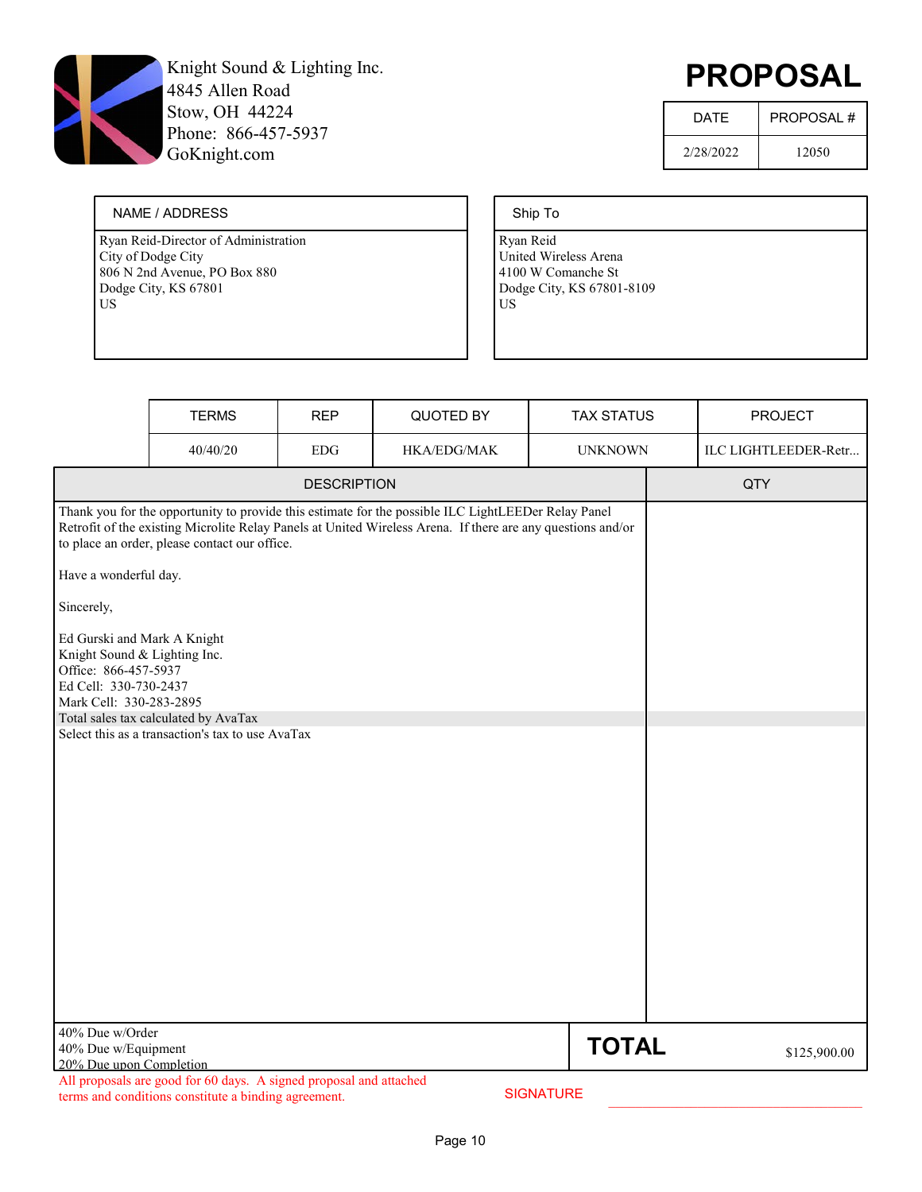Knight Sound & Lighting Inc.
4845 Allen Road
Stow, OH 44224
Phone: 866-457-5937
GoKnight.com

# PROPOSAL

| DATE | PROPOSAL # |
|---|---|
| 2/28/2022 | 12050 |

| NAME / ADDRESS | Ship To |
|---|---|
| Ryan Reid-Director of Administration<br>City of Dodge City<br>806 N 2nd Avenue, PO Box 880<br>Dodge City, KS 67801<br>US | Ryan Reid<br>United Wireless Arena<br>4100 W Comanche St<br>Dodge City, KS 67801-8109<br>US |

| TERMS | REP | QUOTED BY | TAX STATUS | PROJECT |
|---|---|---|---|---|
| 40/40/20 | EDG | HKA/EDG/MAK | UNKNOWN | ILC LIGHTLEEDER-Retr... |

| DESCRIPTION | QTY |
|---|---|
| Thank you for the opportunity to provide this estimate for the possible ILC LightLEEDer Relay Panel Retrofit of the existing Microlite Relay Panels at United Wireless Arena. If there are any questions and/or to place an order, please contact our office.<br><br>Have a wonderful day.<br><br>Sincerely,<br><br>Ed Gurski and Mark A Knight<br>Knight Sound & Lighting Inc.<br>Office: 866-457-5937<br>Ed Cell: 330-730-2437<br>Mark Cell: 330-283-2895 | |
| Total sales tax calculated by AvaTax | |
| Select this as a transaction's tax to use AvaTax | |

40% Due w/Order
40% Due w/Equipment
20% Due upon Completion

**TOTAL** $125,900.00

All proposals are good for 60 days. A signed proposal and attached terms and conditions constitute a binding agreement.

SIGNATURE ______________________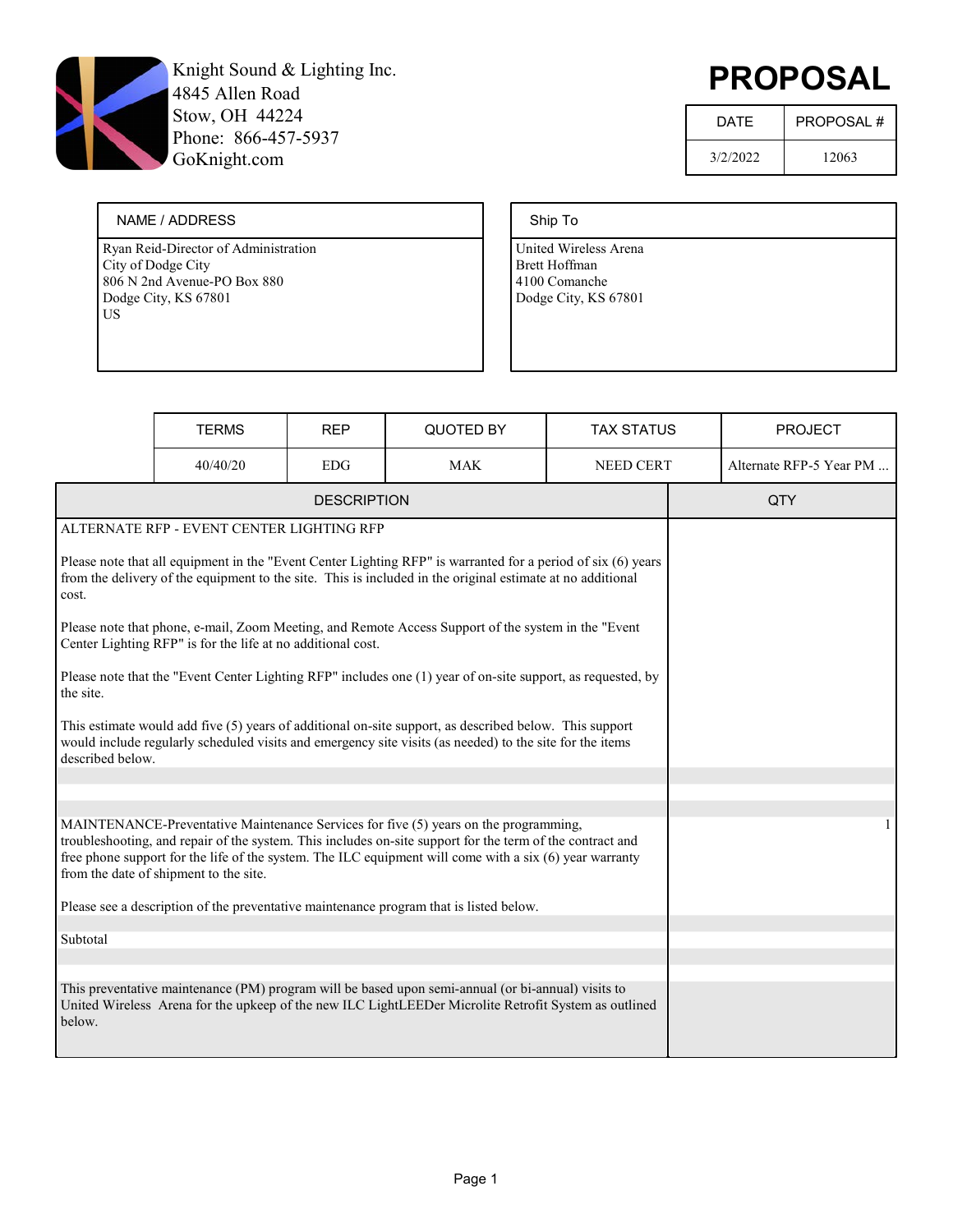Knight Sound & Lighting Inc.
4845 Allen Road
Stow, OH 44224
Phone: 866-457-5937
GoKnight.com

# PROPOSAL

| DATE | PROPOSAL # |
|---|---|
| 3/2/2022 | 12063 |

| NAME / ADDRESS | Ship To |
|---|---|
| Ryan Reid-Director of Administration<br>City of Dodge City<br>806 N 2nd Avenue-PO Box 880<br>Dodge City, KS 67801<br>US | United Wireless Arena<br>Brett Hoffman<br>4100 Comanche<br>Dodge City, KS 67801 |

| TERMS | REP | QUOTED BY | TAX STATUS | PROJECT |
|---|---|---|---|---|
| 40/40/20 | EDG | MAK | NEED CERT | Alternate RFP-5 Year PM ... |

| DESCRIPTION | QTY |
|---|---|
| ALTERNATE RFP - EVENT CENTER LIGHTING RFP<br><br>Please note that all equipment in the "Event Center Lighting RFP" is warranted for a period of six (6) years from the delivery of the equipment to the site. This is included in the original estimate at no additional cost.<br><br>Please note that phone, e-mail, Zoom Meeting, and Remote Access Support of the system in the "Event Center Lighting RFP" is for the life at no additional cost.<br><br>Please note that the "Event Center Lighting RFP" includes one (1) year of on-site support, as requested, by the site.<br><br>This estimate would add five (5) years of additional on-site support, as described below. This support would include regularly scheduled visits and emergency site visits (as needed) to the site for the items described below. | |
| MAINTENANCE-Preventative Maintenance Services for five (5) years on the programming, troubleshooting, and repair of the system. This includes on-site support for the term of the contract and free phone support for the life of the system. The ILC equipment will come with a six (6) year warranty from the date of shipment to the site.<br><br>Please see a description of the preventative maintenance program that is listed below. | 1 |
| Subtotal | |
| This preventative maintenance (PM) program will be based upon semi-annual (or bi-annual) visits to United Wireless Arena for the upkeep of the new ILC LightLEEDer Microlite Retrofit System as outlined below. | |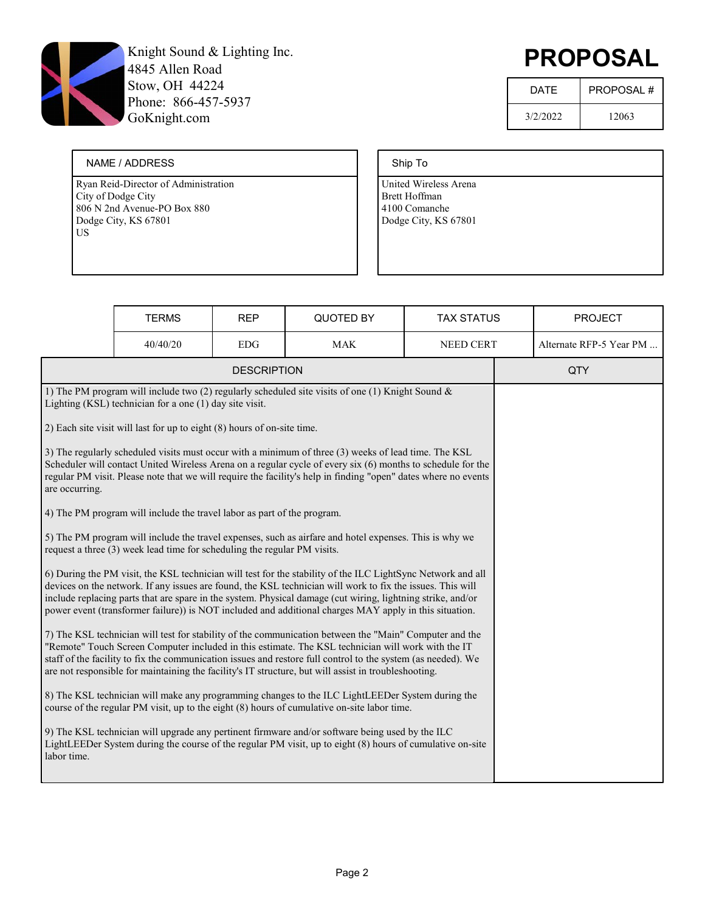Knight Sound & Lighting Inc.
4845 Allen Road
Stow, OH 44224
Phone: 866-457-5937
GoKnight.com

# PROPOSAL

| DATE | PROPOSAL # |
|---|---|
| 3/2/2022 | 12063 |

| NAME / ADDRESS | Ship To |
|---|---|
| Ryan Reid-Director of Administration<br>City of Dodge City<br>806 N 2nd Avenue-PO Box 880<br>Dodge City, KS 67801<br>US | United Wireless Arena<br>Brett Hoffman<br>4100 Comanche<br>Dodge City, KS 67801 |

| TERMS | REP | QUOTED BY | TAX STATUS | PROJECT |
|---|---|---|---|---|
| 40/40/20 | EDG | MAK | NEED CERT | Alternate RFP-5 Year PM ... |

| DESCRIPTION | QTY |
|---|---|
| 1) The PM program will include two (2) regularly scheduled site visits of one (1) Knight Sound & Lighting (KSL) technician for a one (1) day site visit.<br><br>2) Each site visit will last for up to eight (8) hours of on-site time.<br><br>3) The regularly scheduled visits must occur with a minimum of three (3) weeks of lead time. The KSL Scheduler will contact United Wireless Arena on a regular cycle of every six (6) months to schedule for the regular PM visit. Please note that we will require the facility's help in finding "open" dates where no events are occurring.<br><br>4) The PM program will include the travel labor as part of the program.<br><br>5) The PM program will include the travel expenses, such as airfare and hotel expenses. This is why we request a three (3) week lead time for scheduling the regular PM visits.<br><br>6) During the PM visit, the KSL technician will test for the stability of the ILC LightSync Network and all devices on the network. If any issues are found, the KSL technician will work to fix the issues. This will include replacing parts that are spare in the system. Physical damage (cut wiring, lightning strike, and/or power event (transformer failure)) is NOT included and additional charges MAY apply in this situation.<br><br>7) The KSL technician will test for stability of the communication between the "Main" Computer and the "Remote" Touch Screen Computer included in this estimate. The KSL technician will work with the IT staff of the facility to fix the communication issues and restore full control to the system (as needed). We are not responsible for maintaining the facility's IT structure, but will assist in troubleshooting.<br><br>8) The KSL technician will make any programming changes to the ILC LightLEEDer System during the course of the regular PM visit, up to the eight (8) hours of cumulative on-site labor time.<br><br>9) The KSL technician will upgrade any pertinent firmware and/or software being used by the ILC LightLEEDer System during the course of the regular PM visit, up to eight (8) hours of cumulative on-site labor time. | |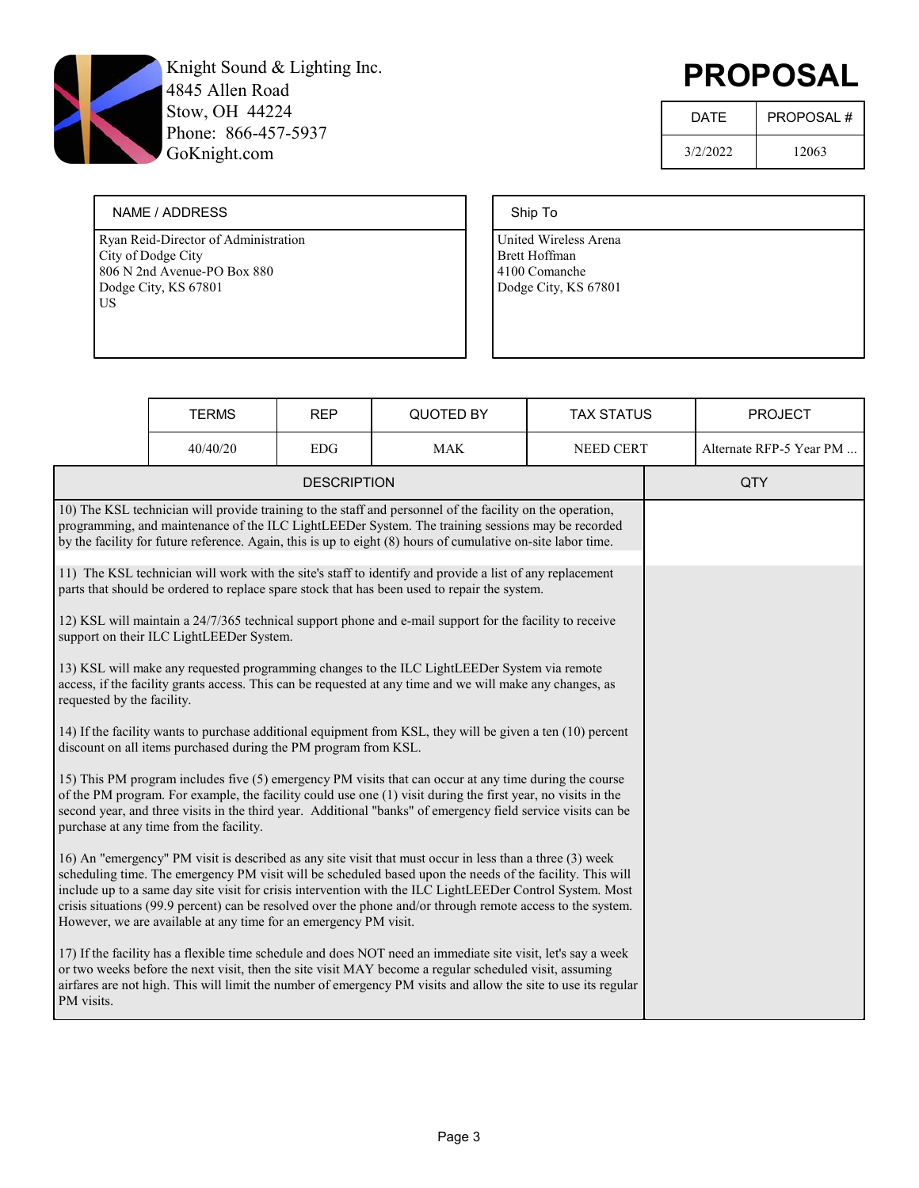Knight Sound & Lighting Inc.
4845 Allen Road
Stow, OH 44224
Phone: 866-457-5937
GoKnight.com

# PROPOSAL

| DATE | PROPOSAL # |
|---|---|
| 3/2/2022 | 12063 |

| NAME / ADDRESS | Ship To |
|---|---|
| Ryan Reid-Director of Administration<br>City of Dodge City<br>806 N 2nd Avenue-PO Box 880<br>Dodge City, KS 67801<br>US | United Wireless Arena<br>Brett Hoffman<br>4100 Comanche<br>Dodge City, KS 67801 |

| TERMS | REP | QUOTED BY | TAX STATUS | PROJECT |
|---|---|---|---|---|
| 40/40/20 | EDG | MAK | NEED CERT | Alternate RFP-5 Year PM ... |

| DESCRIPTION | QTY |
|---|---|
| 10) The KSL technician will provide training to the staff and personnel of the facility on the operation, programming, and maintenance of the ILC LightLEEDer System. The training sessions may be recorded by the facility for future reference. Again, this is up to eight (8) hours of cumulative on-site labor time. | |
| 11) The KSL technician will work with the site's staff to identify and provide a list of any replacement parts that should be ordered to replace spare stock that has been used to repair the system. | |
| 12) KSL will maintain a 24/7/365 technical support phone and e-mail support for the facility to receive support on their ILC LightLEEDer System. | |
| 13) KSL will make any requested programming changes to the ILC LightLEEDer System via remote access, if the facility grants access. This can be requested at any time and we will make any changes, as requested by the facility. | |
| 14) If the facility wants to purchase additional equipment from KSL, they will be given a ten (10) percent discount on all items purchased during the PM program from KSL. | |
| 15) This PM program includes five (5) emergency PM visits that can occur at any time during the course of the PM program. For example, the facility could use one (1) visit during the first year, no visits in the second year, and three visits in the third year. Additional "banks" of emergency field service visits can be purchase at any time from the facility. | |
| 16) An "emergency" PM visit is described as any site visit that must occur in less than a three (3) week scheduling time. The emergency PM visit will be scheduled based upon the needs of the facility. This will include up to a same day site visit for crisis intervention with the ILC LightLEEDer Control System. Most crisis situations (99.9 percent) can be resolved over the phone and/or through remote access to the system. However, we are available at any time for an emergency PM visit. | |
| 17) If the facility has a flexible time schedule and does NOT need an immediate site visit, let's say a week or two weeks before the next visit, then the site visit MAY become a regular scheduled visit, assuming airfares are not high. This will limit the number of emergency PM visits and allow the site to use its regular PM visits. | |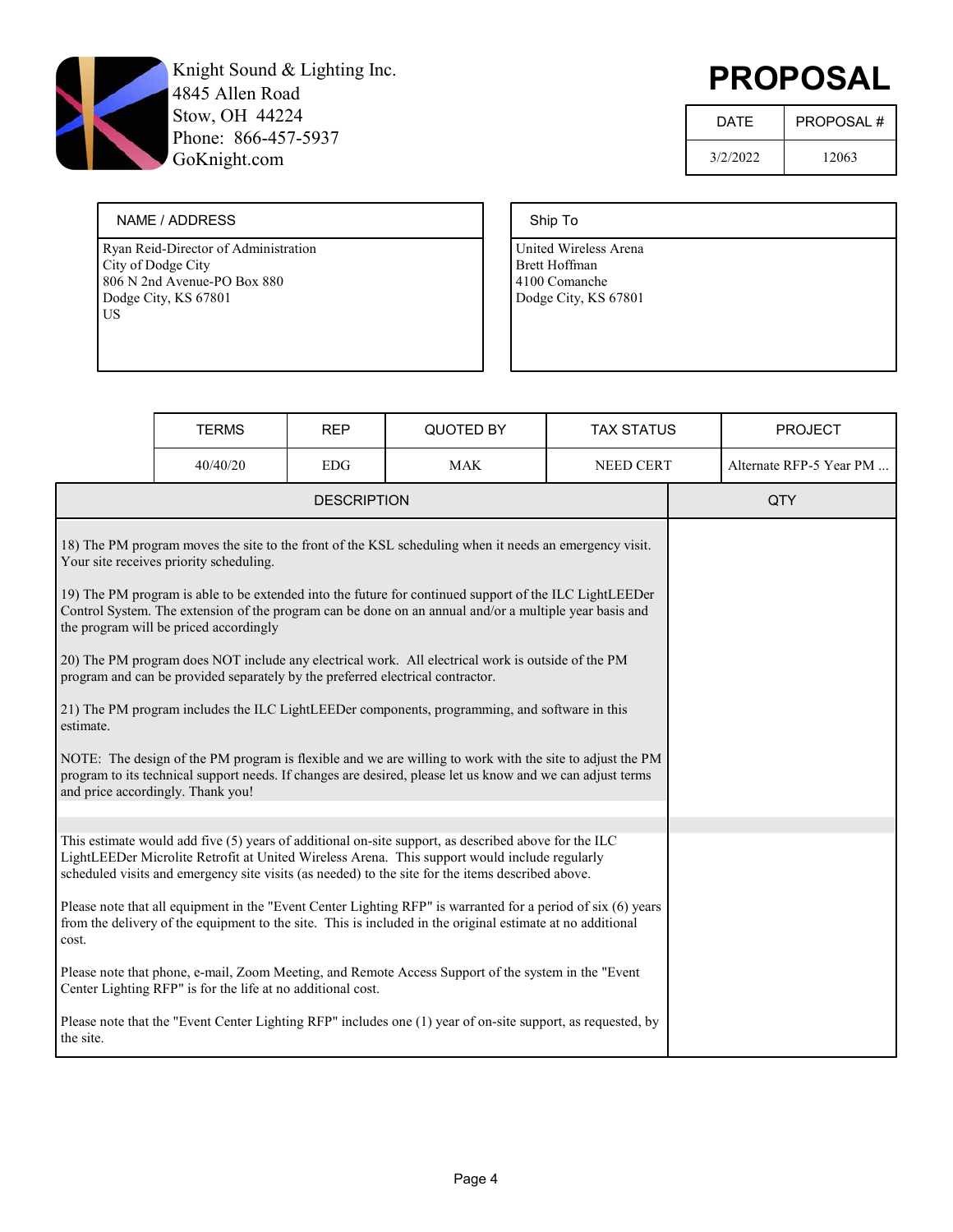Knight Sound & Lighting Inc.
4845 Allen Road
Stow, OH 44224
Phone: 866-457-5937
GoKnight.com

# PROPOSAL

| DATE | PROPOSAL # |
|---|---|
| 3/2/2022 | 12063 |

| NAME / ADDRESS | Ship To |
|---|---|
| Ryan Reid-Director of Administration<br>City of Dodge City<br>806 N 2nd Avenue-PO Box 880<br>Dodge City, KS 67801<br>US | United Wireless Arena<br>Brett Hoffman<br>4100 Comanche<br>Dodge City, KS 67801 |

| TERMS | REP | QUOTED BY | TAX STATUS | PROJECT |
|---|---|---|---|---|
| 40/40/20 | EDG | MAK | NEED CERT | Alternate RFP-5 Year PM ... |

| DESCRIPTION | QTY |
|---|---|
| 18) The PM program moves the site to the front of the KSL scheduling when it needs an emergency visit. Your site receives priority scheduling.<br><br>19) The PM program is able to be extended into the future for continued support of the ILC LightLEEDer Control System. The extension of the program can be done on an annual and/or a multiple year basis and the program will be priced accordingly<br><br>20) The PM program does NOT include any electrical work. All electrical work is outside of the PM program and can be provided separately by the preferred electrical contractor.<br><br>21) The PM program includes the ILC LightLEEDer components, programming, and software in this estimate.<br><br>NOTE: The design of the PM program is flexible and we are willing to work with the site to adjust the PM program to its technical support needs. If changes are desired, please let us know and we can adjust terms and price accordingly. Thank you! | |
| | |
| This estimate would add five (5) years of additional on-site support, as described above for the ILC LightLEEDer Microlite Retrofit at United Wireless Arena. This support would include regularly scheduled visits and emergency site visits (as needed) to the site for the items described above.<br><br>Please note that all equipment in the "Event Center Lighting RFP" is warranted for a period of six (6) years from the delivery of the equipment to the site. This is included in the original estimate at no additional cost.<br><br>Please note that phone, e-mail, Zoom Meeting, and Remote Access Support of the system in the "Event Center Lighting RFP" is for the life at no additional cost.<br><br>Please note that the "Event Center Lighting RFP" includes one (1) year of on-site support, as requested, by the site. | |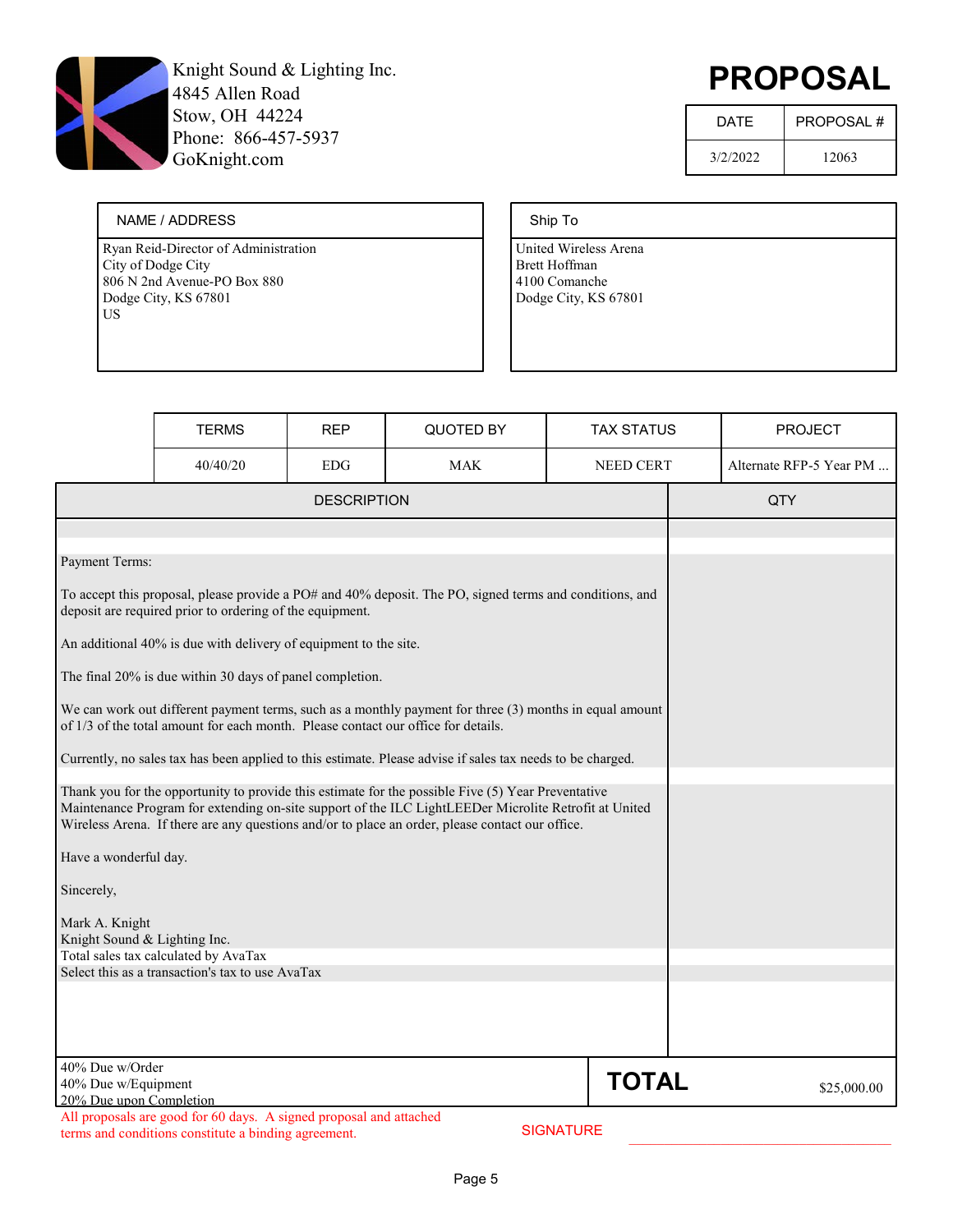Knight Sound & Lighting Inc.
4845 Allen Road
Stow, OH 44224
Phone: 866-457-5937
GoKnight.com

# PROPOSAL

| DATE | PROPOSAL # |
|---|---|
| 3/2/2022 | 12063 |

| NAME / ADDRESS | Ship To |
|---|---|
| Ryan Reid-Director of Administration<br>City of Dodge City<br>806 N 2nd Avenue-PO Box 880<br>Dodge City, KS 67801<br>US | United Wireless Arena<br>Brett Hoffman<br>4100 Comanche<br>Dodge City, KS 67801 |

| TERMS | REP | QUOTED BY | TAX STATUS | PROJECT |
|---|---|---|---|---|
| 40/40/20 | EDG | MAK | NEED CERT | Alternate RFP-5 Year PM ... |

| DESCRIPTION | QTY |
|---|---|
| Payment Terms:<br><br>To accept this proposal, please provide a PO# and 40% deposit. The PO, signed terms and conditions, and deposit are required prior to ordering of the equipment.<br><br>An additional 40% is due with delivery of equipment to the site.<br><br>The final 20% is due within 30 days of panel completion.<br><br>We can work out different payment terms, such as a monthly payment for three (3) months in equal amount of 1/3 of the total amount for each month. Please contact our office for details.<br><br>Currently, no sales tax has been applied to this estimate. Please advise if sales tax needs to be charged. | |
| Thank you for the opportunity to provide this estimate for the possible Five (5) Year Preventative Maintenance Program for extending on-site support of the ILC LightLEEDer Microlite Retrofit at United Wireless Arena. If there are any questions and/or to place an order, please contact our office.<br><br>Have a wonderful day.<br><br>Sincerely,<br><br>Mark A. Knight<br>Knight Sound & Lighting Inc. | |
| Total sales tax calculated by AvaTax | |
| Select this as a transaction's tax to use AvaTax | |

40% Due w/Order
40% Due w/Equipment
20% Due upon Completion

**TOTAL** $25,000.00

All proposals are good for 60 days. A signed proposal and attached terms and conditions constitute a binding agreement.

SIGNATURE ______________________